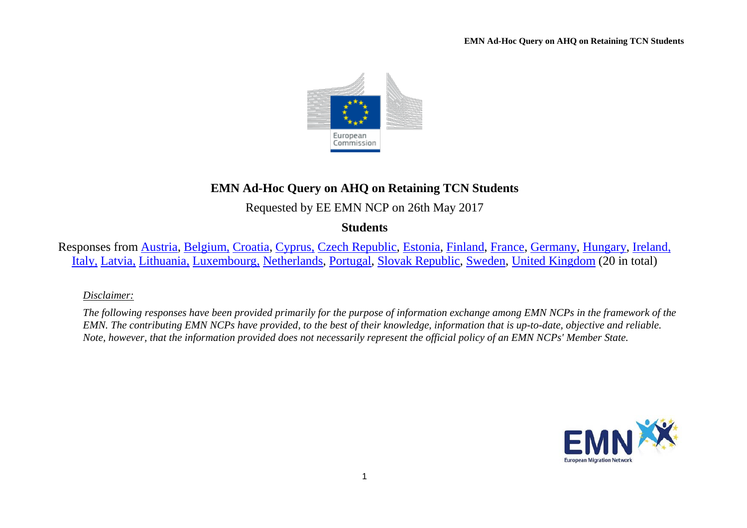# EMN Ad-Hoc Query on AHQ on Retaining TCN Students

Requested by EE EMN NCP on 26th May 2017

## Students

Responses from Austria, Belgium, Croatia, Cyprus, Czech Republic, Estonia, Finland, France, Germany, Hungary, Ireland, Italy, Latvia, Lithuania, Luxembourg, Netherlands, Portugal, Slovak Republic, Sweden, United Kingdom (20 in total)

*Disclaimer:*

*The following responses have been provided primarily for the purpose of information exchange among EMN NCPs in the framework of the EMN. The contributing EMN NCPs have provided, to the best of their knowledge, information that is up-to-date, objective and reliable. Note, however, that the information provided does not necessarily represent the official policy of an EMN NCPs' Member State.*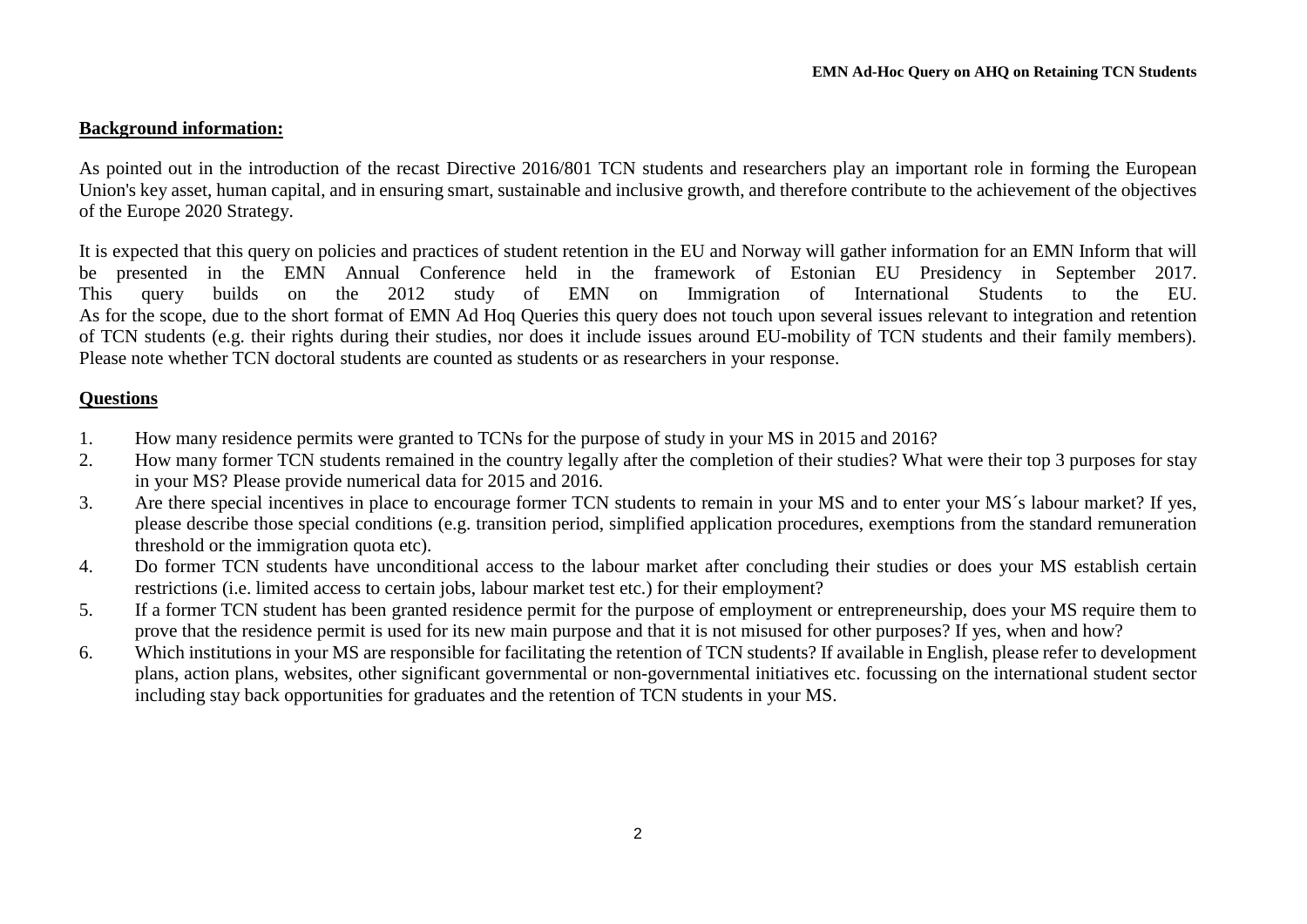**Background information:**

As pointed out in the introduction of the recast Directive 2016/801 TCN students and researchers play an important role in forming the European Union's key asset, human capital, and in ensuring smart, sustainable and inclusive growth, and therefore contribute to the achievement of the objectives of the Europe 2020 Strategy.

It is expected that this query on policies and practices of student retention in the EU and Norway will gather information for an EMN Inform that will be presented in the EMN Annual Conference held in the framework of Estonian EU Presidency in September 2017. This query builds on the 2012 study of EMN on Immigration of International Students to the EU. As for the scope, due to the short format of EMN Ad Hoq Queries this query does not touch upon several issues relevant to integration and retention of TCN students (e.g. their rights during their studies, nor does it include issues around EU-mobility of TCN students and their family members). Please note whether TCN doctoral students are counted as students or as researchers in your response.

**Questions**

1. How many residence permits were granted to TCNs for the purpose of study in your MS in 2015 and 2016?
2. How many former TCN students remained in the country legally after the completion of their studies? What were their top 3 purposes for stay in your MS? Please provide numerical data for 2015 and 2016.
3. Are there special incentives in place to encourage former TCN students to remain in your MS and to enter your MS´s labour market? If yes, please describe those special conditions (e.g. transition period, simplified application procedures, exemptions from the standard remuneration threshold or the immigration quota etc).
4. Do former TCN students have unconditional access to the labour market after concluding their studies or does your MS establish certain restrictions (i.e. limited access to certain jobs, labour market test etc.) for their employment?
5. If a former TCN student has been granted residence permit for the purpose of employment or entrepreneurship, does your MS require them to prove that the residence permit is used for its new main purpose and that it is not misused for other purposes? If yes, when and how?
6. Which institutions in your MS are responsible for facilitating the retention of TCN students? If available in English, please refer to development plans, action plans, websites, other significant governmental or non-governmental initiatives etc. focussing on the international student sector including stay back opportunities for graduates and the retention of TCN students in your MS.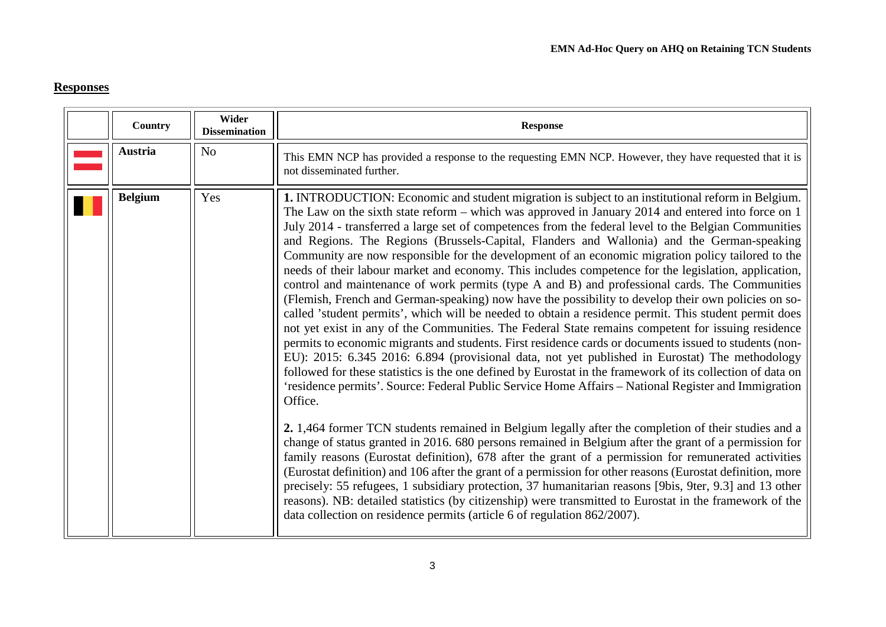## Responses

| | Country | Wider Dissemination | Response |
|---|---|---|---|
| | **Austria** | No | This EMN NCP has provided a response to the requesting EMN NCP. However, they have requested that it is not disseminated further. |
| | **Belgium** | Yes | **1.** INTRODUCTION: Economic and student migration is subject to an institutional reform in Belgium. The Law on the sixth state reform – which was approved in January 2014 and entered into force on 1 July 2014 - transferred a large set of competences from the federal level to the Belgian Communities and Regions. The Regions (Brussels-Capital, Flanders and Wallonia) and the German-speaking Community are now responsible for the development of an economic migration policy tailored to the needs of their labour market and economy. This includes competence for the legislation, application, control and maintenance of work permits (type A and B) and professional cards. The Communities (Flemish, French and German-speaking) now have the possibility to develop their own policies on so-called 'student permits', which will be needed to obtain a residence permit. This student permit does not yet exist in any of the Communities. The Federal State remains competent for issuing residence permits to economic migrants and students. First residence cards or documents issued to students (non-EU): 2015: 6.345 2016: 6.894 (provisional data, not yet published in Eurostat) The methodology followed for these statistics is the one defined by Eurostat in the framework of its collection of data on 'residence permits'. Source: Federal Public Service Home Affairs – National Register and Immigration Office.<br><br>**2.** 1,464 former TCN students remained in Belgium legally after the completion of their studies and a change of status granted in 2016. 680 persons remained in Belgium after the grant of a permission for family reasons (Eurostat definition), 678 after the grant of a permission for remunerated activities (Eurostat definition) and 106 after the grant of a permission for other reasons (Eurostat definition, more precisely: 55 refugees, 1 subsidiary protection, 37 humanitarian reasons [9bis, 9ter, 9.3] and 13 other reasons). NB: detailed statistics (by citizenship) were transmitted to Eurostat in the framework of the data collection on residence permits (article 6 of regulation 862/2007). |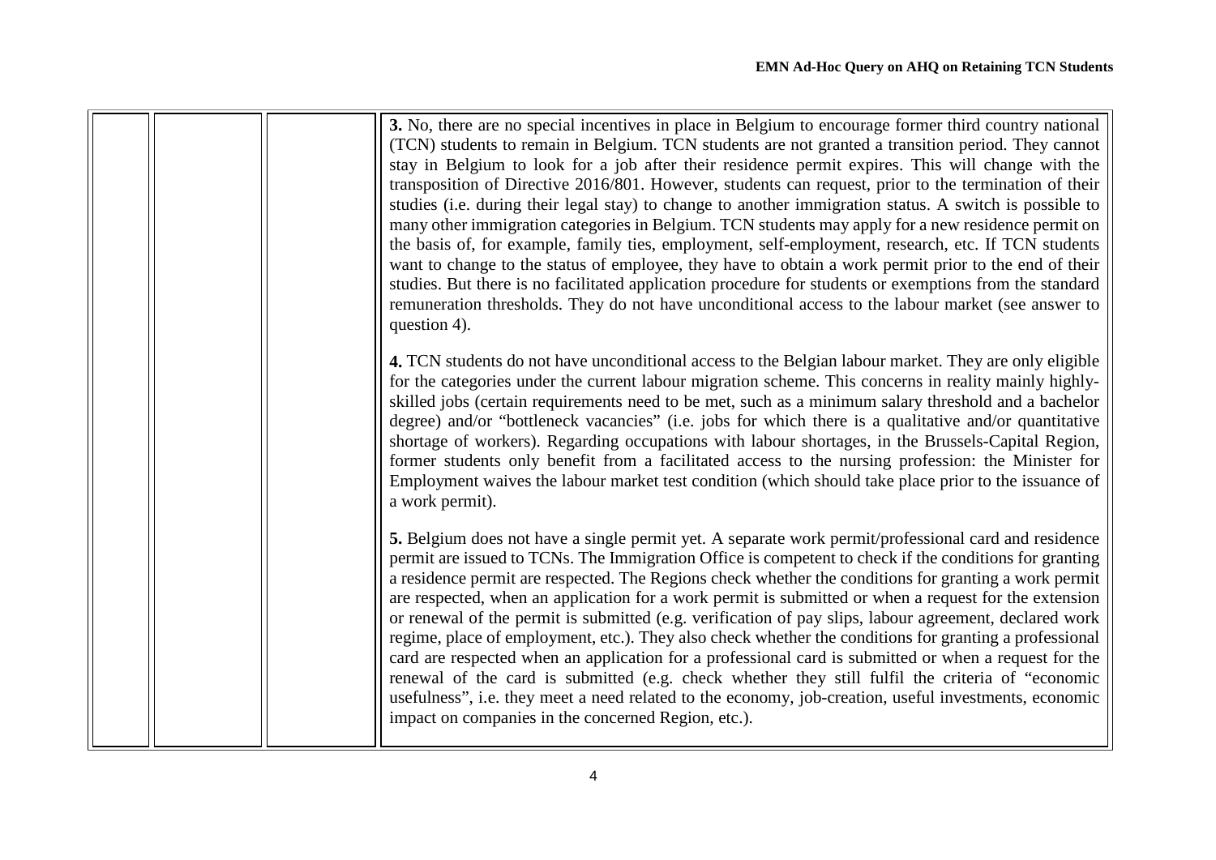| | | | |
|---|---|---|---|
| | | | **3.** No, there are no special incentives in place in Belgium to encourage former third country national (TCN) students to remain in Belgium. TCN students are not granted a transition period. They cannot stay in Belgium to look for a job after their residence permit expires. This will change with the transposition of Directive 2016/801. However, students can request, prior to the termination of their studies (i.e. during their legal stay) to change to another immigration status. A switch is possible to many other immigration categories in Belgium. TCN students may apply for a new residence permit on the basis of, for example, family ties, employment, self-employment, research, etc. If TCN students want to change to the status of employee, they have to obtain a work permit prior to the end of their studies. But there is no facilitated application procedure for students or exemptions from the standard remuneration thresholds. They do not have unconditional access to the labour market (see answer to question 4).<br><br>**4.** TCN students do not have unconditional access to the Belgian labour market. They are only eligible for the categories under the current labour migration scheme. This concerns in reality mainly highly-skilled jobs (certain requirements need to be met, such as a minimum salary threshold and a bachelor degree) and/or "bottleneck vacancies" (i.e. jobs for which there is a qualitative and/or quantitative shortage of workers). Regarding occupations with labour shortages, in the Brussels-Capital Region, former students only benefit from a facilitated access to the nursing profession: the Minister for Employment waives the labour market test condition (which should take place prior to the issuance of a work permit).<br><br>**5.** Belgium does not have a single permit yet. A separate work permit/professional card and residence permit are issued to TCNs. The Immigration Office is competent to check if the conditions for granting a residence permit are respected. The Regions check whether the conditions for granting a work permit are respected, when an application for a work permit is submitted or when a request for the extension or renewal of the permit is submitted (e.g. verification of pay slips, labour agreement, declared work regime, place of employment, etc.). They also check whether the conditions for granting a professional card are respected when an application for a professional card is submitted or when a request for the renewal of the card is submitted (e.g. check whether they still fulfil the criteria of "economic usefulness", i.e. they meet a need related to the economy, job-creation, useful investments, economic impact on companies in the concerned Region, etc.). |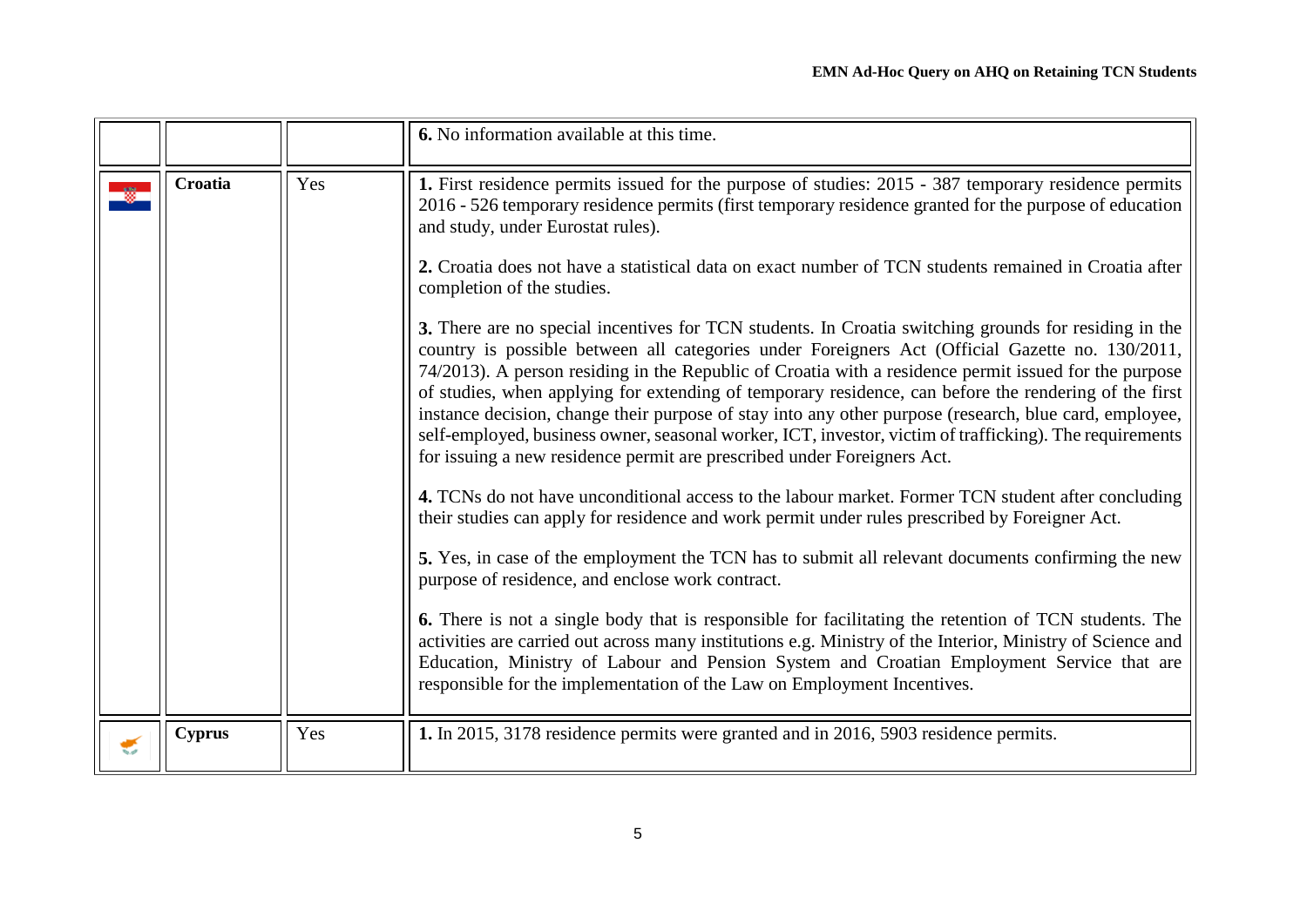| | | | |
|---|---|---|---|
| | | | **6.** No information available at this time. |
| | **Croatia** | Yes | **1.** First residence permits issued for the purpose of studies: 2015 - 387 temporary residence permits 2016 - 526 temporary residence permits (first temporary residence granted for the purpose of education and study, under Eurostat rules).<br><br>**2.** Croatia does not have a statistical data on exact number of TCN students remained in Croatia after completion of the studies.<br><br>**3.** There are no special incentives for TCN students. In Croatia switching grounds for residing in the country is possible between all categories under Foreigners Act (Official Gazette no. 130/2011, 74/2013). A person residing in the Republic of Croatia with a residence permit issued for the purpose of studies, when applying for extending of temporary residence, can before the rendering of the first instance decision, change their purpose of stay into any other purpose (research, blue card, employee, self-employed, business owner, seasonal worker, ICT, investor, victim of trafficking). The requirements for issuing a new residence permit are prescribed under Foreigners Act.<br><br>**4.** TCNs do not have unconditional access to the labour market. Former TCN student after concluding their studies can apply for residence and work permit under rules prescribed by Foreigner Act.<br><br>**5.** Yes, in case of the employment the TCN has to submit all relevant documents confirming the new purpose of residence, and enclose work contract.<br><br>**6.** There is not a single body that is responsible for facilitating the retention of TCN students. The activities are carried out across many institutions e.g. Ministry of the Interior, Ministry of Science and Education, Ministry of Labour and Pension System and Croatian Employment Service that are responsible for the implementation of the Law on Employment Incentives. |
| | **Cyprus** | Yes | **1.** In 2015, 3178 residence permits were granted and in 2016, 5903 residence permits. |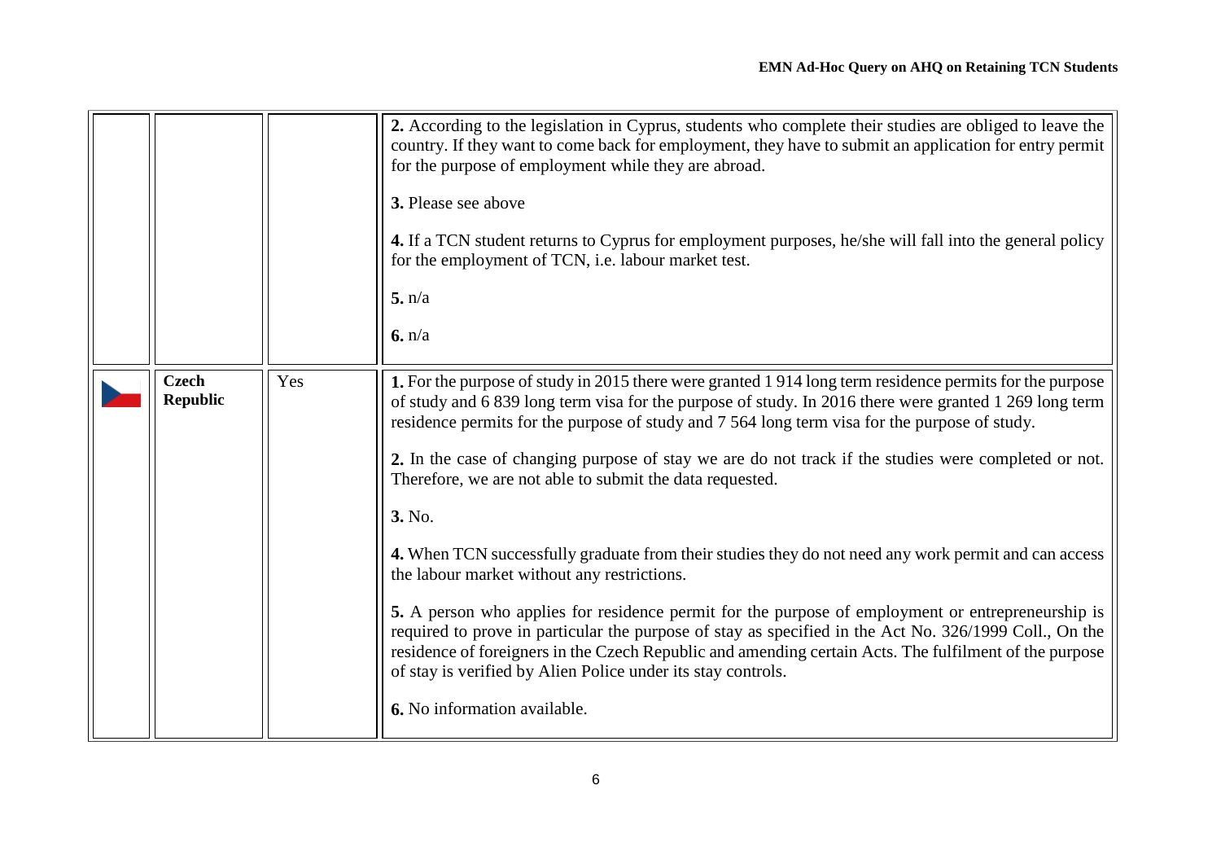| | | | |
|---|---|---|---|
| | | | **2.** According to the legislation in Cyprus, students who complete their studies are obliged to leave the country. If they want to come back for employment, they have to submit an application for entry permit for the purpose of employment while they are abroad.<br><br>**3.** Please see above<br><br>**4.** If a TCN student returns to Cyprus for employment purposes, he/she will fall into the general policy for the employment of TCN, i.e. labour market test.<br><br>**5.** n/a<br><br>**6.** n/a |
| | **Czech Republic** | Yes | **1.** For the purpose of study in 2015 there were granted 1 914 long term residence permits for the purpose of study and 6 839 long term visa for the purpose of study. In 2016 there were granted 1 269 long term residence permits for the purpose of study and 7 564 long term visa for the purpose of study.<br><br>**2.** In the case of changing purpose of stay we are do not track if the studies were completed or not. Therefore, we are not able to submit the data requested.<br><br>**3.** No.<br><br>**4.** When TCN successfully graduate from their studies they do not need any work permit and can access the labour market without any restrictions.<br><br>**5.** A person who applies for residence permit for the purpose of employment or entrepreneurship is required to prove in particular the purpose of stay as specified in the Act No. 326/1999 Coll., On the residence of foreigners in the Czech Republic and amending certain Acts. The fulfilment of the purpose of stay is verified by Alien Police under its stay controls.<br><br>**6.** No information available. |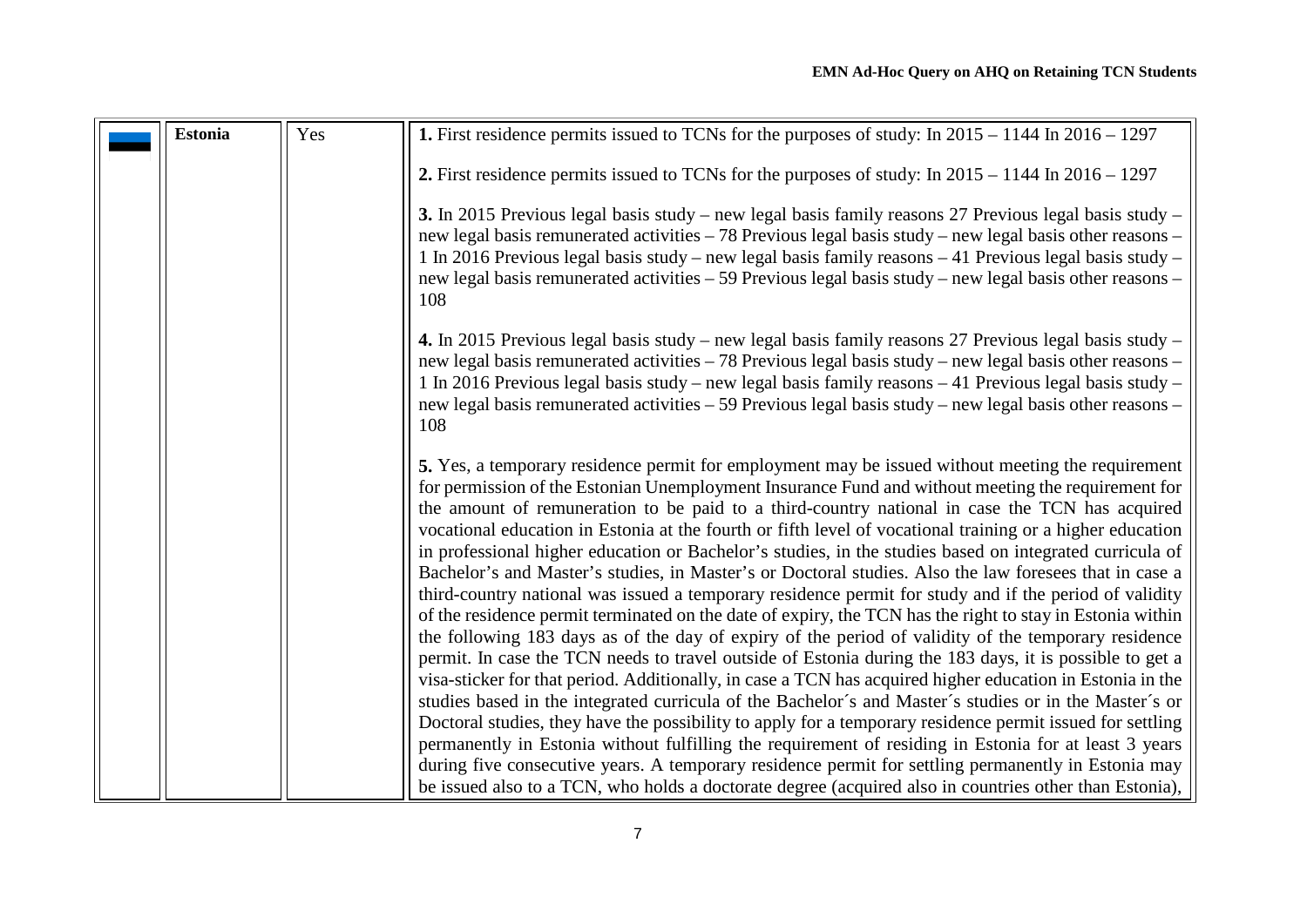|  | **Estonia** | Yes | **1.** First residence permits issued to TCNs for the purposes of study: In 2015 – 1144 In 2016 – 1297<br><br>**2.** First residence permits issued to TCNs for the purposes of study: In 2015 – 1144 In 2016 – 1297<br><br>**3.** In 2015 Previous legal basis study – new legal basis family reasons 27 Previous legal basis study – new legal basis remunerated activities – 78 Previous legal basis study – new legal basis other reasons – 1 In 2016 Previous legal basis study – new legal basis family reasons – 41 Previous legal basis study – new legal basis remunerated activities – 59 Previous legal basis study – new legal basis other reasons – 108<br><br>**4.** In 2015 Previous legal basis study – new legal basis family reasons 27 Previous legal basis study – new legal basis remunerated activities – 78 Previous legal basis study – new legal basis other reasons – 1 In 2016 Previous legal basis study – new legal basis family reasons – 41 Previous legal basis study – new legal basis remunerated activities – 59 Previous legal basis study – new legal basis other reasons – 108<br><br>**5.** Yes, a temporary residence permit for employment may be issued without meeting the requirement for permission of the Estonian Unemployment Insurance Fund and without meeting the requirement for the amount of remuneration to be paid to a third-country national in case the TCN has acquired vocational education in Estonia at the fourth or fifth level of vocational training or a higher education in professional higher education or Bachelor's studies, in the studies based on integrated curricula of Bachelor's and Master's studies, in Master's or Doctoral studies. Also the law foresees that in case a third-country national was issued a temporary residence permit for study and if the period of validity of the residence permit terminated on the date of expiry, the TCN has the right to stay in Estonia within the following 183 days as of the day of expiry of the period of validity of the temporary residence permit. In case the TCN needs to travel outside of Estonia during the 183 days, it is possible to get a visa-sticker for that period. Additionally, in case a TCN has acquired higher education in Estonia in the studies based in the integrated curricula of the Bachelor´s and Master´s studies or in the Master´s or Doctoral studies, they have the possibility to apply for a temporary residence permit issued for settling permanently in Estonia without fulfilling the requirement of residing in Estonia for at least 3 years during five consecutive years. A temporary residence permit for settling permanently in Estonia may be issued also to a TCN, who holds a doctorate degree (acquired also in countries other than Estonia), |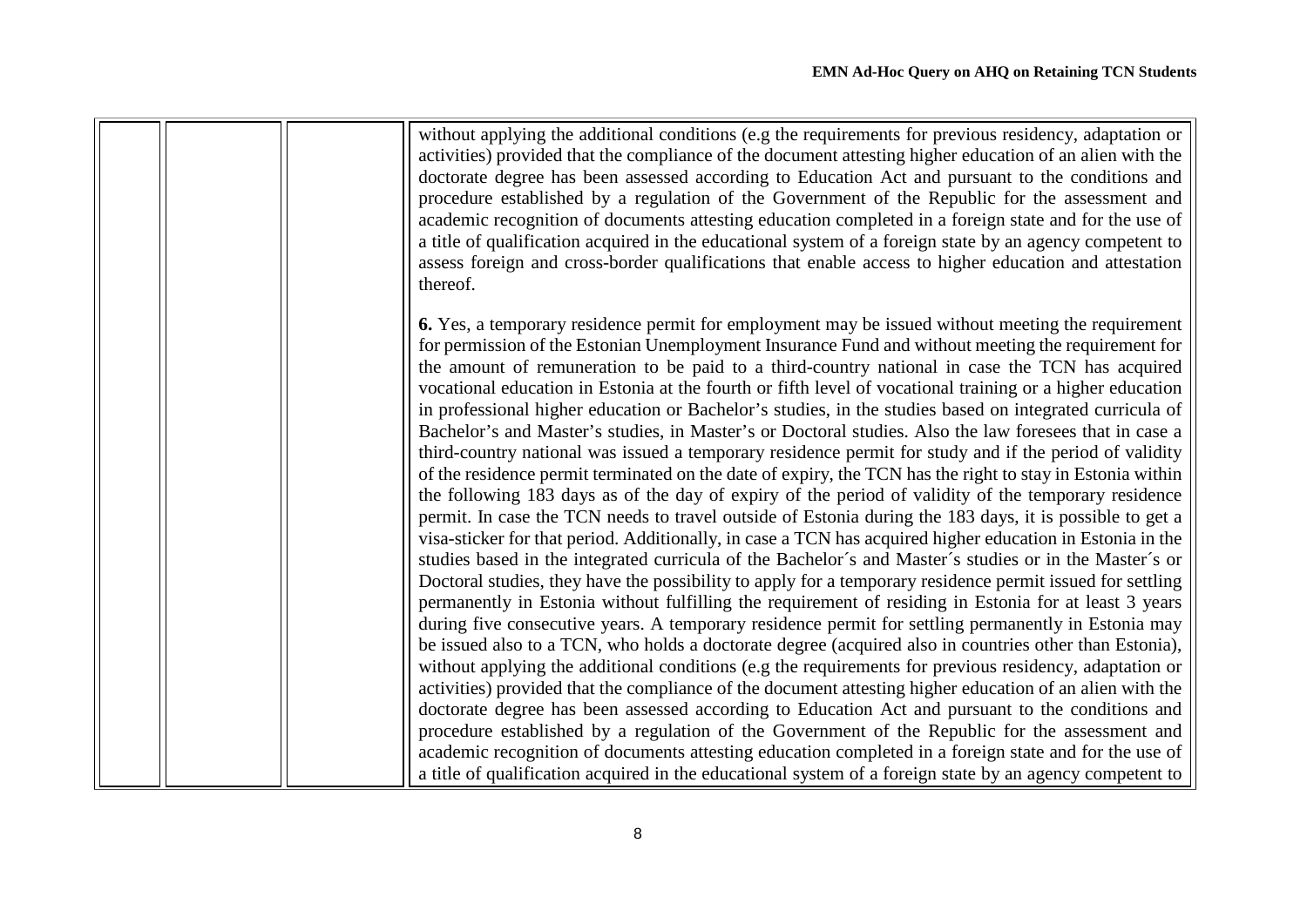| | | | |
|---|---|---|---|
| | | | without applying the additional conditions (e.g the requirements for previous residency, adaptation or activities) provided that the compliance of the document attesting higher education of an alien with the doctorate degree has been assessed according to Education Act and pursuant to the conditions and procedure established by a regulation of the Government of the Republic for the assessment and academic recognition of documents attesting education completed in a foreign state and for the use of a title of qualification acquired in the educational system of a foreign state by an agency competent to assess foreign and cross-border qualifications that enable access to higher education and attestation thereof.<br><br>**6.** Yes, a temporary residence permit for employment may be issued without meeting the requirement for permission of the Estonian Unemployment Insurance Fund and without meeting the requirement for the amount of remuneration to be paid to a third-country national in case the TCN has acquired vocational education in Estonia at the fourth or fifth level of vocational training or a higher education in professional higher education or Bachelor's studies, in the studies based on integrated curricula of Bachelor's and Master's studies, in Master's or Doctoral studies. Also the law foresees that in case a third-country national was issued a temporary residence permit for study and if the period of validity of the residence permit terminated on the date of expiry, the TCN has the right to stay in Estonia within the following 183 days as of the day of expiry of the period of validity of the temporary residence permit. In case the TCN needs to travel outside of Estonia during the 183 days, it is possible to get a visa-sticker for that period. Additionally, in case a TCN has acquired higher education in Estonia in the studies based in the integrated curricula of the Bachelor´s and Master´s studies or in the Master´s or Doctoral studies, they have the possibility to apply for a temporary residence permit issued for settling permanently in Estonia without fulfilling the requirement of residing in Estonia for at least 3 years during five consecutive years. A temporary residence permit for settling permanently in Estonia may be issued also to a TCN, who holds a doctorate degree (acquired also in countries other than Estonia), without applying the additional conditions (e.g the requirements for previous residency, adaptation or activities) provided that the compliance of the document attesting higher education of an alien with the doctorate degree has been assessed according to Education Act and pursuant to the conditions and procedure established by a regulation of the Government of the Republic for the assessment and academic recognition of documents attesting education completed in a foreign state and for the use of a title of qualification acquired in the educational system of a foreign state by an agency competent to |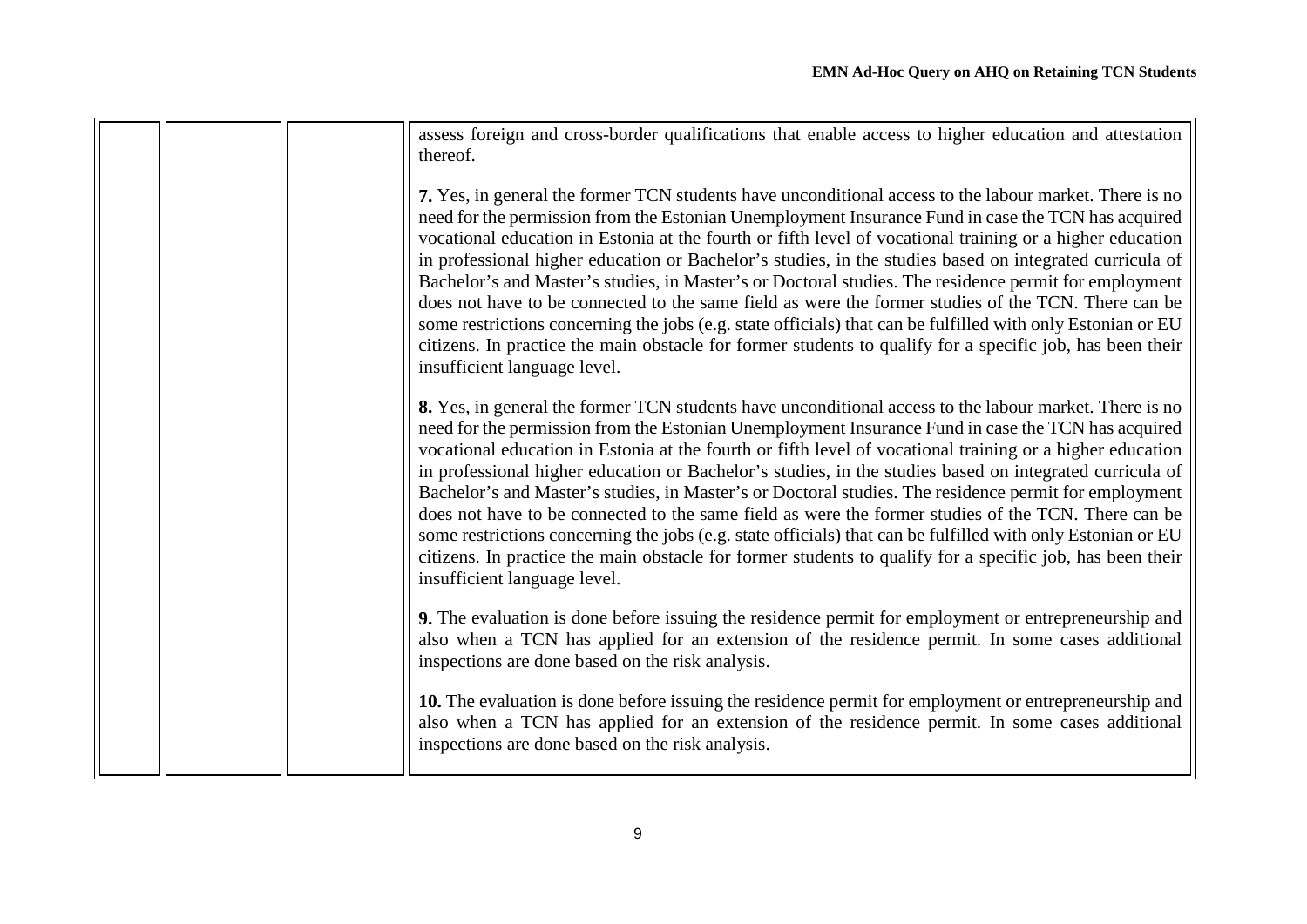| | | | |
|---|---|---|---|
| | | | assess foreign and cross-border qualifications that enable access to higher education and attestation thereof.<br><br>**7.** Yes, in general the former TCN students have unconditional access to the labour market. There is no need for the permission from the Estonian Unemployment Insurance Fund in case the TCN has acquired vocational education in Estonia at the fourth or fifth level of vocational training or a higher education in professional higher education or Bachelor's studies, in the studies based on integrated curricula of Bachelor's and Master's studies, in Master's or Doctoral studies. The residence permit for employment does not have to be connected to the same field as were the former studies of the TCN. There can be some restrictions concerning the jobs (e.g. state officials) that can be fulfilled with only Estonian or EU citizens. In practice the main obstacle for former students to qualify for a specific job, has been their insufficient language level.<br><br>**8.** Yes, in general the former TCN students have unconditional access to the labour market. There is no need for the permission from the Estonian Unemployment Insurance Fund in case the TCN has acquired vocational education in Estonia at the fourth or fifth level of vocational training or a higher education in professional higher education or Bachelor's studies, in the studies based on integrated curricula of Bachelor's and Master's studies, in Master's or Doctoral studies. The residence permit for employment does not have to be connected to the same field as were the former studies of the TCN. There can be some restrictions concerning the jobs (e.g. state officials) that can be fulfilled with only Estonian or EU citizens. In practice the main obstacle for former students to qualify for a specific job, has been their insufficient language level.<br><br>**9.** The evaluation is done before issuing the residence permit for employment or entrepreneurship and also when a TCN has applied for an extension of the residence permit. In some cases additional inspections are done based on the risk analysis.<br><br>**10.** The evaluation is done before issuing the residence permit for employment or entrepreneurship and also when a TCN has applied for an extension of the residence permit. In some cases additional inspections are done based on the risk analysis. |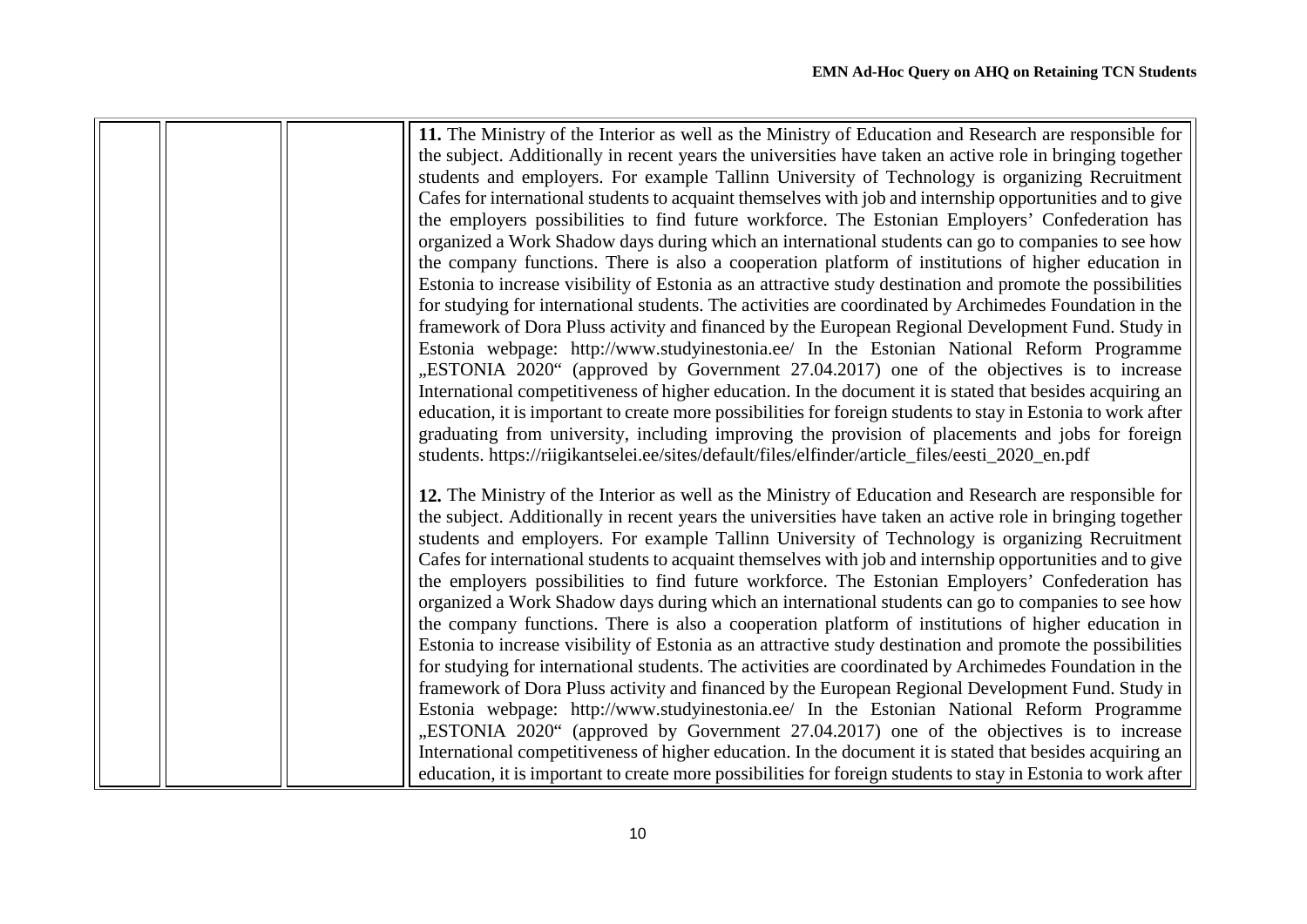| | | | |
|---|---|---|---|
| | | | **11.** The Ministry of the Interior as well as the Ministry of Education and Research are responsible for the subject. Additionally in recent years the universities have taken an active role in bringing together students and employers. For example Tallinn University of Technology is organizing Recruitment Cafes for international students to acquaint themselves with job and internship opportunities and to give the employers possibilities to find future workforce. The Estonian Employers' Confederation has organized a Work Shadow days during which an international students can go to companies to see how the company functions. There is also a cooperation platform of institutions of higher education in Estonia to increase visibility of Estonia as an attractive study destination and promote the possibilities for studying for international students. The activities are coordinated by Archimedes Foundation in the framework of Dora Pluss activity and financed by the European Regional Development Fund. Study in Estonia webpage: http://www.studyinestonia.ee/ In the Estonian National Reform Programme „ESTONIA 2020" (approved by Government 27.04.2017) one of the objectives is to increase International competitiveness of higher education. In the document it is stated that besides acquiring an education, it is important to create more possibilities for foreign students to stay in Estonia to work after graduating from university, including improving the provision of placements and jobs for foreign students. https://riigikantselei.ee/sites/default/files/elfinder/article_files/eesti_2020_en.pdf<br><br>**12.** The Ministry of the Interior as well as the Ministry of Education and Research are responsible for the subject. Additionally in recent years the universities have taken an active role in bringing together students and employers. For example Tallinn University of Technology is organizing Recruitment Cafes for international students to acquaint themselves with job and internship opportunities and to give the employers possibilities to find future workforce. The Estonian Employers' Confederation has organized a Work Shadow days during which an international students can go to companies to see how the company functions. There is also a cooperation platform of institutions of higher education in Estonia to increase visibility of Estonia as an attractive study destination and promote the possibilities for studying for international students. The activities are coordinated by Archimedes Foundation in the framework of Dora Pluss activity and financed by the European Regional Development Fund. Study in Estonia webpage: http://www.studyinestonia.ee/ In the Estonian National Reform Programme „ESTONIA 2020" (approved by Government 27.04.2017) one of the objectives is to increase International competitiveness of higher education. In the document it is stated that besides acquiring an education, it is important to create more possibilities for foreign students to stay in Estonia to work after |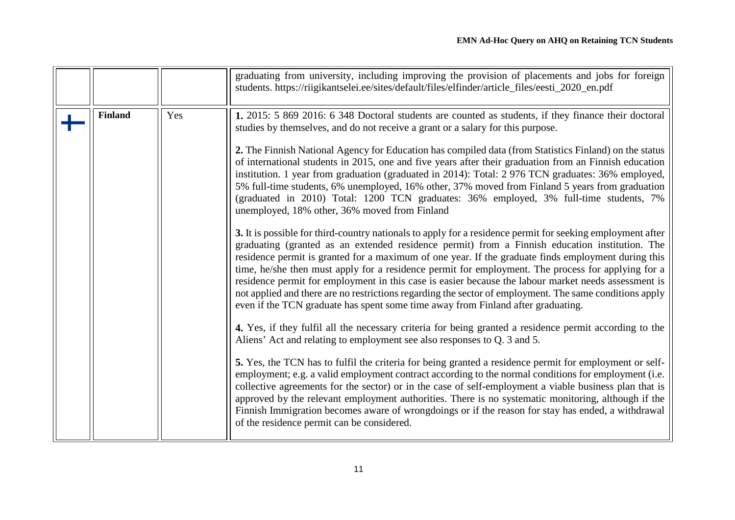| | | | |
|---|---|---|---|
| | | | graduating from university, including improving the provision of placements and jobs for foreign students. https://riigikantselei.ee/sites/default/files/elfinder/article_files/eesti_2020_en.pdf |
| | **Finland** | Yes | **1.** 2015: 5 869 2016: 6 348 Doctoral students are counted as students, if they finance their doctoral studies by themselves, and do not receive a grant or a salary for this purpose.<br><br>**2.** The Finnish National Agency for Education has compiled data (from Statistics Finland) on the status of international students in 2015, one and five years after their graduation from an Finnish education institution. 1 year from graduation (graduated in 2014): Total: 2 976 TCN graduates: 36% employed, 5% full-time students, 6% unemployed, 16% other, 37% moved from Finland 5 years from graduation (graduated in 2010) Total: 1200 TCN graduates: 36% employed, 3% full-time students, 7% unemployed, 18% other, 36% moved from Finland<br><br>**3.** It is possible for third-country nationals to apply for a residence permit for seeking employment after graduating (granted as an extended residence permit) from a Finnish education institution. The residence permit is granted for a maximum of one year. If the graduate finds employment during this time, he/she then must apply for a residence permit for employment. The process for applying for a residence permit for employment in this case is easier because the labour market needs assessment is not applied and there are no restrictions regarding the sector of employment. The same conditions apply even if the TCN graduate has spent some time away from Finland after graduating.<br><br>**4.** Yes, if they fulfil all the necessary criteria for being granted a residence permit according to the Aliens' Act and relating to employment see also responses to Q. 3 and 5.<br><br>**5.** Yes, the TCN has to fulfil the criteria for being granted a residence permit for employment or self-employment; e.g. a valid employment contract according to the normal conditions for employment (i.e. collective agreements for the sector) or in the case of self-employment a viable business plan that is approved by the relevant employment authorities. There is no systematic monitoring, although if the Finnish Immigration becomes aware of wrongdoings or if the reason for stay has ended, a withdrawal of the residence permit can be considered. |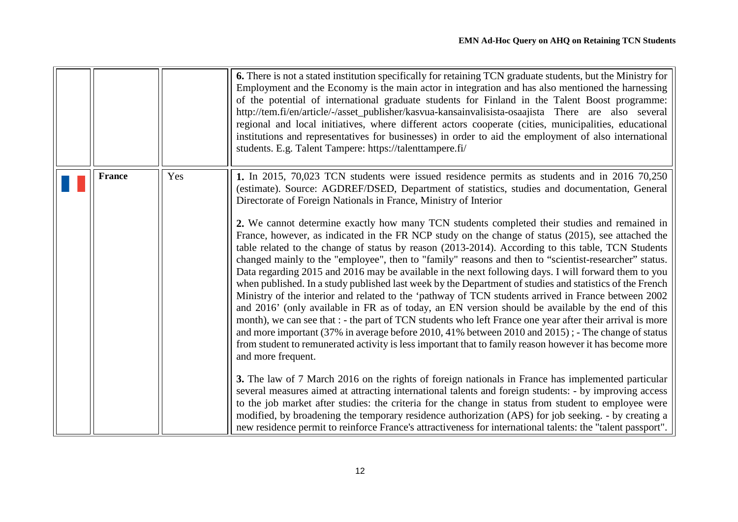| | | | |
|---|---|---|---|
| | | | **6.** There is not a stated institution specifically for retaining TCN graduate students, but the Ministry for Employment and the Economy is the main actor in integration and has also mentioned the harnessing of the potential of international graduate students for Finland in the Talent Boost programme: http://tem.fi/en/article/-/asset_publisher/kasvua-kansainvalisista-osaajista There are also several regional and local initiatives, where different actors cooperate (cities, municipalities, educational institutions and representatives for businesses) in order to aid the employment of also international students. E.g. Talent Tampere: https://talenttampere.fi/ |
| | **France** | Yes | **1.** In 2015, 70,023 TCN students were issued residence permits as students and in 2016 70,250 (estimate). Source: AGDREF/DSED, Department of statistics, studies and documentation, General Directorate of Foreign Nationals in France, Ministry of Interior<br><br>**2.** We cannot determine exactly how many TCN students completed their studies and remained in France, however, as indicated in the FR NCP study on the change of status (2015), see attached the table related to the change of status by reason (2013-2014). According to this table, TCN Students changed mainly to the "employee", then to "family" reasons and then to "scientist-researcher" status. Data regarding 2015 and 2016 may be available in the next following days. I will forward them to you when published. In a study published last week by the Department of studies and statistics of the French Ministry of the interior and related to the 'pathway of TCN students arrived in France between 2002 and 2016' (only available in FR as of today, an EN version should be available by the end of this month), we can see that : - the part of TCN students who left France one year after their arrival is more and more important (37% in average before 2010, 41% between 2010 and 2015) ; - The change of status from student to remunerated activity is less important that to family reason however it has become more and more frequent.<br><br>**3.** The law of 7 March 2016 on the rights of foreign nationals in France has implemented particular several measures aimed at attracting international talents and foreign students: - by improving access to the job market after studies: the criteria for the change in status from student to employee were modified, by broadening the temporary residence authorization (APS) for job seeking. - by creating a new residence permit to reinforce France's attractiveness for international talents: the "talent passport". |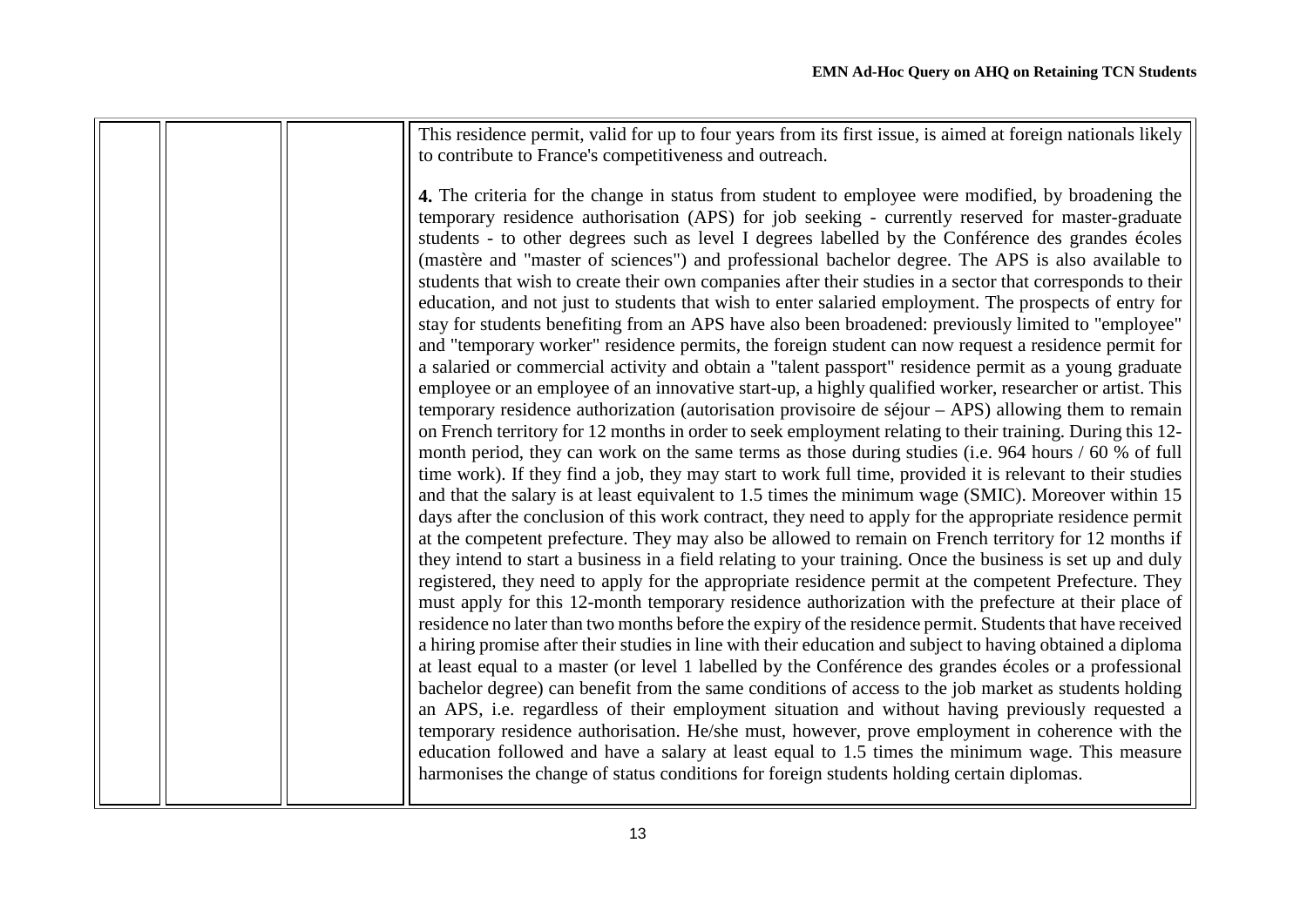| | | | |
|---|---|---|---|
| | | | This residence permit, valid for up to four years from its first issue, is aimed at foreign nationals likely to contribute to France's competitiveness and outreach.<br><br>**4.** The criteria for the change in status from student to employee were modified, by broadening the temporary residence authorisation (APS) for job seeking - currently reserved for master-graduate students - to other degrees such as level I degrees labelled by the Conférence des grandes écoles (mastère and "master of sciences") and professional bachelor degree. The APS is also available to students that wish to create their own companies after their studies in a sector that corresponds to their education, and not just to students that wish to enter salaried employment. The prospects of entry for stay for students benefiting from an APS have also been broadened: previously limited to "employee" and "temporary worker" residence permits, the foreign student can now request a residence permit for a salaried or commercial activity and obtain a "talent passport" residence permit as a young graduate employee or an employee of an innovative start-up, a highly qualified worker, researcher or artist. This temporary residence authorization (autorisation provisoire de séjour – APS) allowing them to remain on French territory for 12 months in order to seek employment relating to their training. During this 12-month period, they can work on the same terms as those during studies (i.e. 964 hours / 60 % of full time work). If they find a job, they may start to work full time, provided it is relevant to their studies and that the salary is at least equivalent to 1.5 times the minimum wage (SMIC). Moreover within 15 days after the conclusion of this work contract, they need to apply for the appropriate residence permit at the competent prefecture. They may also be allowed to remain on French territory for 12 months if they intend to start a business in a field relating to your training. Once the business is set up and duly registered, they need to apply for the appropriate residence permit at the competent Prefecture. They must apply for this 12-month temporary residence authorization with the prefecture at their place of residence no later than two months before the expiry of the residence permit. Students that have received a hiring promise after their studies in line with their education and subject to having obtained a diploma at least equal to a master (or level 1 labelled by the Conférence des grandes écoles or a professional bachelor degree) can benefit from the same conditions of access to the job market as students holding an APS, i.e. regardless of their employment situation and without having previously requested a temporary residence authorisation. He/she must, however, prove employment in coherence with the education followed and have a salary at least equal to 1.5 times the minimum wage. This measure harmonises the change of status conditions for foreign students holding certain diplomas. |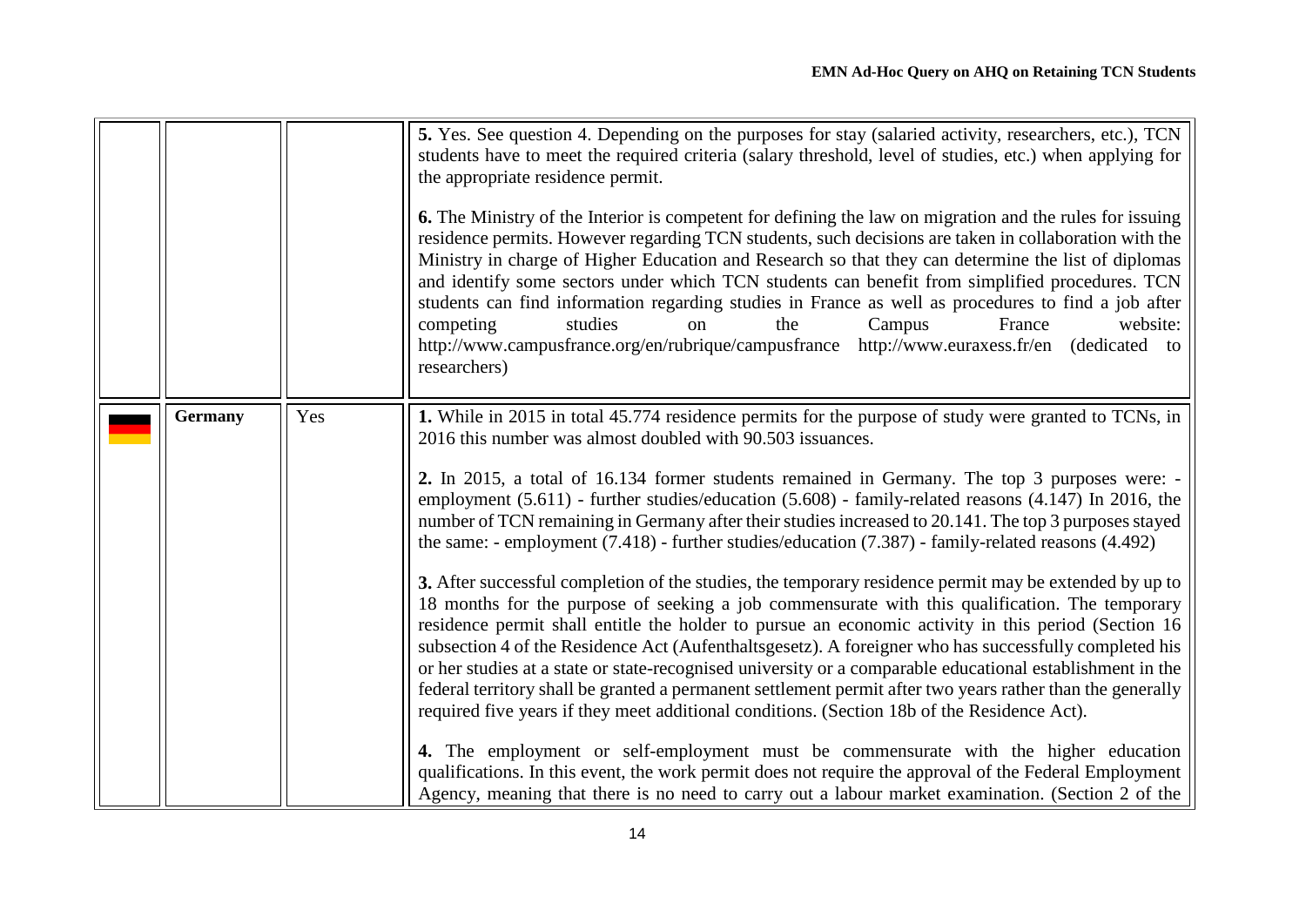| | | | |
|---|---|---|---|
| | | | **5.** Yes. See question 4. Depending on the purposes for stay (salaried activity, researchers, etc.), TCN students have to meet the required criteria (salary threshold, level of studies, etc.) when applying for the appropriate residence permit.<br><br>**6.** The Ministry of the Interior is competent for defining the law on migration and the rules for issuing residence permits. However regarding TCN students, such decisions are taken in collaboration with the Ministry in charge of Higher Education and Research so that they can determine the list of diplomas and identify some sectors under which TCN students can benefit from simplified procedures. TCN students can find information regarding studies in France as well as procedures to find a job after competing studies on the Campus France website: http://www.campusfrance.org/en/rubrique/campusfrance http://www.euraxess.fr/en (dedicated to researchers) |
| | **Germany** | Yes | **1.** While in 2015 in total 45.774 residence permits for the purpose of study were granted to TCNs, in 2016 this number was almost doubled with 90.503 issuances.<br><br>**2.** In 2015, a total of 16.134 former students remained in Germany. The top 3 purposes were: - employment (5.611) - further studies/education (5.608) - family-related reasons (4.147) In 2016, the number of TCN remaining in Germany after their studies increased to 20.141. The top 3 purposes stayed the same: - employment (7.418) - further studies/education (7.387) - family-related reasons (4.492)<br><br>**3.** After successful completion of the studies, the temporary residence permit may be extended by up to 18 months for the purpose of seeking a job commensurate with this qualification. The temporary residence permit shall entitle the holder to pursue an economic activity in this period (Section 16 subsection 4 of the Residence Act (Aufenthaltsgesetz). A foreigner who has successfully completed his or her studies at a state or state-recognised university or a comparable educational establishment in the federal territory shall be granted a permanent settlement permit after two years rather than the generally required five years if they meet additional conditions. (Section 18b of the Residence Act).<br><br>**4.** The employment or self-employment must be commensurate with the higher education qualifications. In this event, the work permit does not require the approval of the Federal Employment Agency, meaning that there is no need to carry out a labour market examination. (Section 2 of the |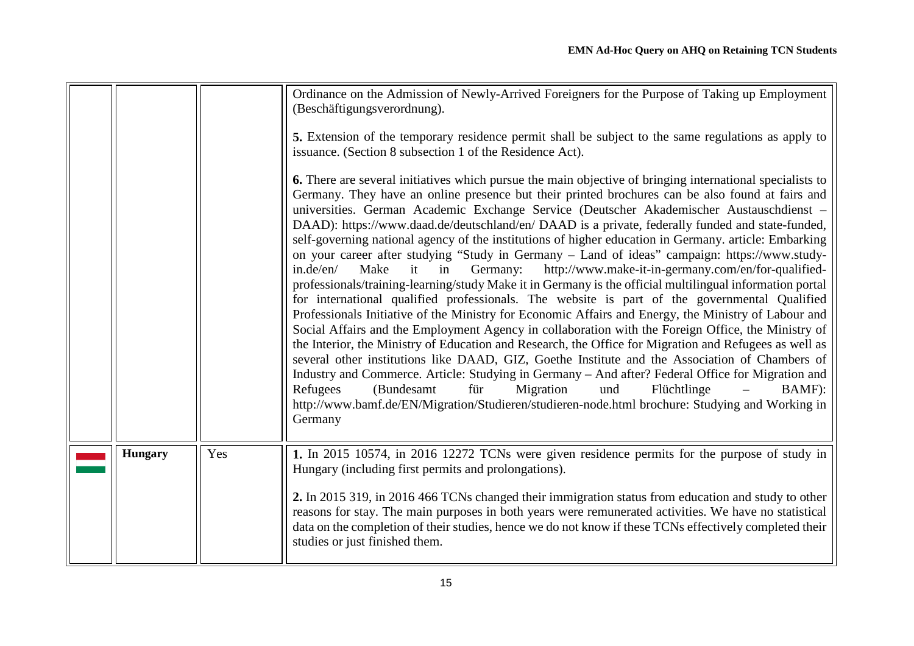| | | | |
|---|---|---|---|
| | | | Ordinance on the Admission of Newly-Arrived Foreigners for the Purpose of Taking up Employment (Beschäftigungsverordnung).<br><br>**5.** Extension of the temporary residence permit shall be subject to the same regulations as apply to issuance. (Section 8 subsection 1 of the Residence Act).<br><br>**6.** There are several initiatives which pursue the main objective of bringing international specialists to Germany. They have an online presence but their printed brochures can be also found at fairs and universities. German Academic Exchange Service (Deutscher Akademischer Austauschdienst – DAAD): https://www.daad.de/deutschland/en/ DAAD is a private, federally funded and state-funded, self-governing national agency of the institutions of higher education in Germany. article: Embarking on your career after studying "Study in Germany – Land of ideas" campaign: https://www.study-in.de/en/ Make it in Germany: http://www.make-it-in-germany.com/en/for-qualified-professionals/training-learning/study Make it in Germany is the official multilingual information portal for international qualified professionals. The website is part of the governmental Qualified Professionals Initiative of the Ministry for Economic Affairs and Energy, the Ministry of Labour and Social Affairs and the Employment Agency in collaboration with the Foreign Office, the Ministry of the Interior, the Ministry of Education and Research, the Office for Migration and Refugees as well as several other institutions like DAAD, GIZ, Goethe Institute and the Association of Chambers of Industry and Commerce. Article: Studying in Germany – And after? Federal Office for Migration and Refugees (Bundesamt für Migration und Flüchtlinge – BAMF): http://www.bamf.de/EN/Migration/Studieren/studieren-node.html brochure: Studying and Working in Germany |
| | **Hungary** | Yes | **1.** In 2015 10574, in 2016 12272 TCNs were given residence permits for the purpose of study in Hungary (including first permits and prolongations).<br><br>**2.** In 2015 319, in 2016 466 TCNs changed their immigration status from education and study to other reasons for stay. The main purposes in both years were remunerated activities. We have no statistical data on the completion of their studies, hence we do not know if these TCNs effectively completed their studies or just finished them. |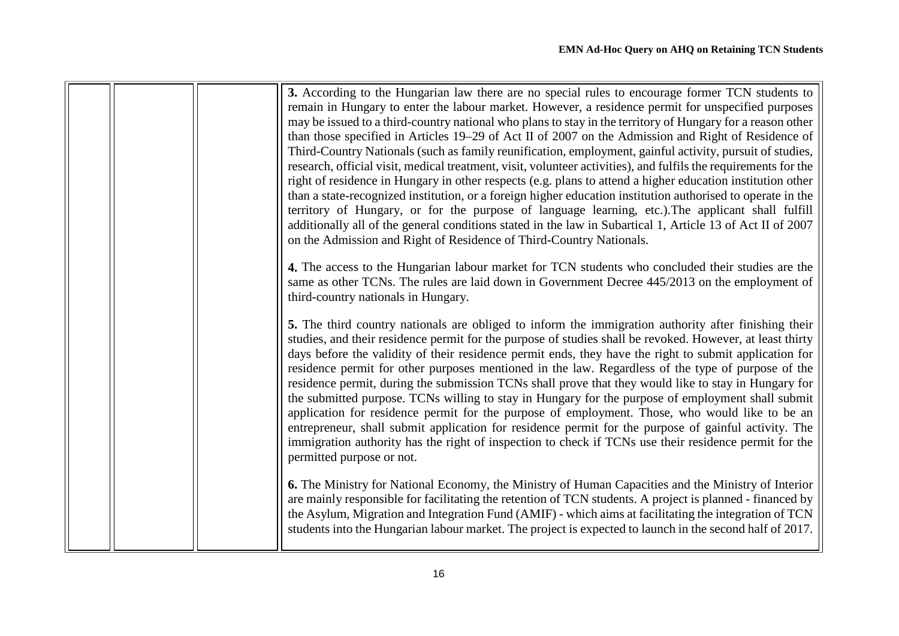| | | | |
|---|---|---|---|
| | | | **3.** According to the Hungarian law there are no special rules to encourage former TCN students to remain in Hungary to enter the labour market. However, a residence permit for unspecified purposes may be issued to a third-country national who plans to stay in the territory of Hungary for a reason other than those specified in Articles 19–29 of Act II of 2007 on the Admission and Right of Residence of Third-Country Nationals (such as family reunification, employment, gainful activity, pursuit of studies, research, official visit, medical treatment, visit, volunteer activities), and fulfils the requirements for the right of residence in Hungary in other respects (e.g. plans to attend a higher education institution other than a state-recognized institution, or a foreign higher education institution authorised to operate in the territory of Hungary, or for the purpose of language learning, etc.).The applicant shall fulfill additionally all of the general conditions stated in the law in Subartical 1, Article 13 of Act II of 2007 on the Admission and Right of Residence of Third-Country Nationals.<br><br>**4.** The access to the Hungarian labour market for TCN students who concluded their studies are the same as other TCNs. The rules are laid down in Government Decree 445/2013 on the employment of third-country nationals in Hungary.<br><br>**5.** The third country nationals are obliged to inform the immigration authority after finishing their studies, and their residence permit for the purpose of studies shall be revoked. However, at least thirty days before the validity of their residence permit ends, they have the right to submit application for residence permit for other purposes mentioned in the law. Regardless of the type of purpose of the residence permit, during the submission TCNs shall prove that they would like to stay in Hungary for the submitted purpose. TCNs willing to stay in Hungary for the purpose of employment shall submit application for residence permit for the purpose of employment. Those, who would like to be an entrepreneur, shall submit application for residence permit for the purpose of gainful activity. The immigration authority has the right of inspection to check if TCNs use their residence permit for the permitted purpose or not.<br><br>**6.** The Ministry for National Economy, the Ministry of Human Capacities and the Ministry of Interior are mainly responsible for facilitating the retention of TCN students. A project is planned - financed by the Asylum, Migration and Integration Fund (AMIF) - which aims at facilitating the integration of TCN students into the Hungarian labour market. The project is expected to launch in the second half of 2017. |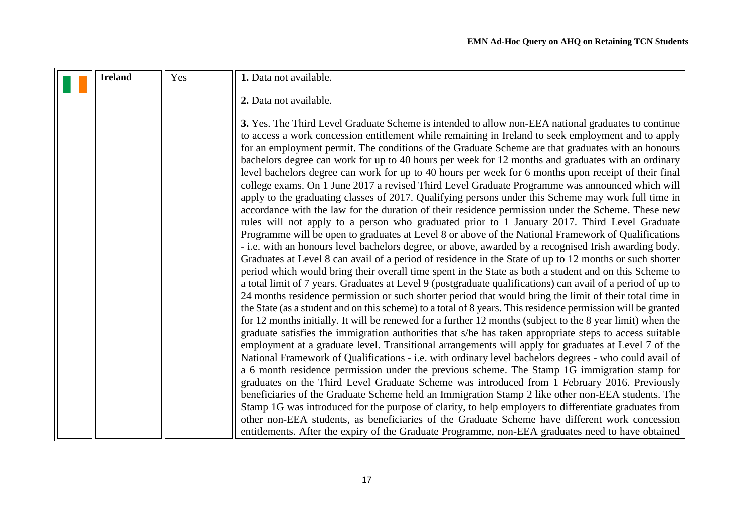|  | **Ireland** | Yes | **1.** Data not available.<br><br>**2.** Data not available.<br><br>**3.** Yes. The Third Level Graduate Scheme is intended to allow non-EEA national graduates to continue to access a work concession entitlement while remaining in Ireland to seek employment and to apply for an employment permit. The conditions of the Graduate Scheme are that graduates with an honours bachelors degree can work for up to 40 hours per week for 12 months and graduates with an ordinary level bachelors degree can work for up to 40 hours per week for 6 months upon receipt of their final college exams. On 1 June 2017 a revised Third Level Graduate Programme was announced which will apply to the graduating classes of 2017. Qualifying persons under this Scheme may work full time in accordance with the law for the duration of their residence permission under the Scheme. These new rules will not apply to a person who graduated prior to 1 January 2017. Third Level Graduate Programme will be open to graduates at Level 8 or above of the National Framework of Qualifications - i.e. with an honours level bachelors degree, or above, awarded by a recognised Irish awarding body. Graduates at Level 8 can avail of a period of residence in the State of up to 12 months or such shorter period which would bring their overall time spent in the State as both a student and on this Scheme to a total limit of 7 years. Graduates at Level 9 (postgraduate qualifications) can avail of a period of up to 24 months residence permission or such shorter period that would bring the limit of their total time in the State (as a student and on this scheme) to a total of 8 years. This residence permission will be granted for 12 months initially. It will be renewed for a further 12 months (subject to the 8 year limit) when the graduate satisfies the immigration authorities that s/he has taken appropriate steps to access suitable employment at a graduate level. Transitional arrangements will apply for graduates at Level 7 of the National Framework of Qualifications - i.e. with ordinary level bachelors degrees - who could avail of a 6 month residence permission under the previous scheme. The Stamp 1G immigration stamp for graduates on the Third Level Graduate Scheme was introduced from 1 February 2016. Previously beneficiaries of the Graduate Scheme held an Immigration Stamp 2 like other non-EEA students. The Stamp 1G was introduced for the purpose of clarity, to help employers to differentiate graduates from other non-EEA students, as beneficiaries of the Graduate Scheme have different work concession entitlements. After the expiry of the Graduate Programme, non-EEA graduates need to have obtained |
|---|---|---|---|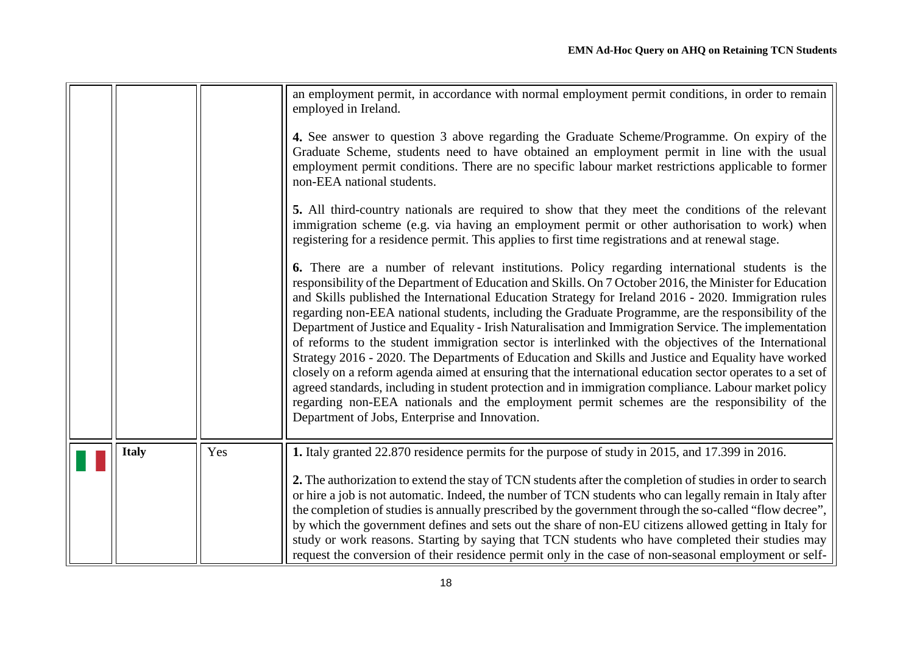| | | | |
|---|---|---|---|
| | | | an employment permit, in accordance with normal employment permit conditions, in order to remain employed in Ireland.<br><br>**4.** See answer to question 3 above regarding the Graduate Scheme/Programme. On expiry of the Graduate Scheme, students need to have obtained an employment permit in line with the usual employment permit conditions. There are no specific labour market restrictions applicable to former non-EEA national students.<br><br>**5.** All third-country nationals are required to show that they meet the conditions of the relevant immigration scheme (e.g. via having an employment permit or other authorisation to work) when registering for a residence permit. This applies to first time registrations and at renewal stage.<br><br>**6.** There are a number of relevant institutions. Policy regarding international students is the responsibility of the Department of Education and Skills. On 7 October 2016, the Minister for Education and Skills published the International Education Strategy for Ireland 2016 - 2020. Immigration rules regarding non-EEA national students, including the Graduate Programme, are the responsibility of the Department of Justice and Equality - Irish Naturalisation and Immigration Service. The implementation of reforms to the student immigration sector is interlinked with the objectives of the International Strategy 2016 - 2020. The Departments of Education and Skills and Justice and Equality have worked closely on a reform agenda aimed at ensuring that the international education sector operates to a set of agreed standards, including in student protection and in immigration compliance. Labour market policy regarding non-EEA nationals and the employment permit schemes are the responsibility of the Department of Jobs, Enterprise and Innovation. |
| | **Italy** | Yes | **1.** Italy granted 22.870 residence permits for the purpose of study in 2015, and 17.399 in 2016.<br><br>**2.** The authorization to extend the stay of TCN students after the completion of studies in order to search or hire a job is not automatic. Indeed, the number of TCN students who can legally remain in Italy after the completion of studies is annually prescribed by the government through the so-called "flow decree", by which the government defines and sets out the share of non-EU citizens allowed getting in Italy for study or work reasons. Starting by saying that TCN students who have completed their studies may request the conversion of their residence permit only in the case of non-seasonal employment or self- |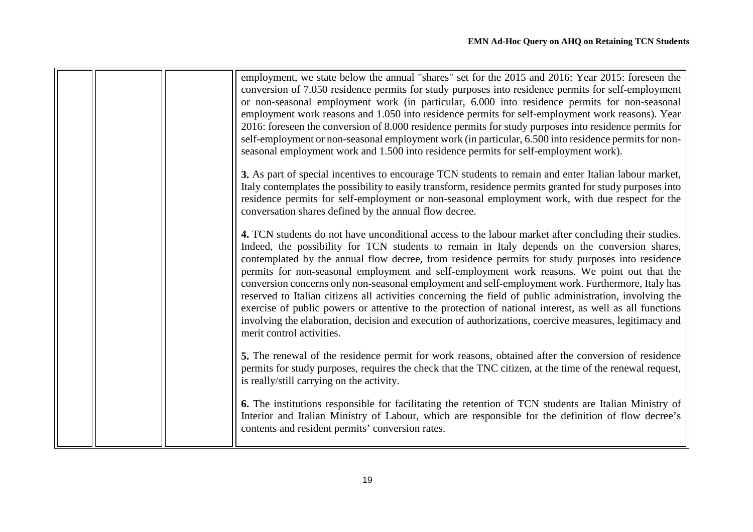| | | | |
|---|---|---|---|
| | | | employment, we state below the annual "shares" set for the 2015 and 2016: Year 2015: foreseen the conversion of 7.050 residence permits for study purposes into residence permits for self-employment or non-seasonal employment work (in particular, 6.000 into residence permits for non-seasonal employment work reasons and 1.050 into residence permits for self-employment work reasons). Year 2016: foreseen the conversion of 8.000 residence permits for study purposes into residence permits for self-employment or non-seasonal employment work (in particular, 6.500 into residence permits for non-seasonal employment work and 1.500 into residence permits for self-employment work).<br><br>**3.** As part of special incentives to encourage TCN students to remain and enter Italian labour market, Italy contemplates the possibility to easily transform, residence permits granted for study purposes into residence permits for self-employment or non-seasonal employment work, with due respect for the conversation shares defined by the annual flow decree.<br><br>**4.** TCN students do not have unconditional access to the labour market after concluding their studies. Indeed, the possibility for TCN students to remain in Italy depends on the conversion shares, contemplated by the annual flow decree, from residence permits for study purposes into residence permits for non-seasonal employment and self-employment work reasons. We point out that the conversion concerns only non-seasonal employment and self-employment work. Furthermore, Italy has reserved to Italian citizens all activities concerning the field of public administration, involving the exercise of public powers or attentive to the protection of national interest, as well as all functions involving the elaboration, decision and execution of authorizations, coercive measures, legitimacy and merit control activities.<br><br>**5.** The renewal of the residence permit for work reasons, obtained after the conversion of residence permits for study purposes, requires the check that the TNC citizen, at the time of the renewal request, is really/still carrying on the activity.<br><br>**6.** The institutions responsible for facilitating the retention of TCN students are Italian Ministry of Interior and Italian Ministry of Labour, which are responsible for the definition of flow decree's contents and resident permits' conversion rates. |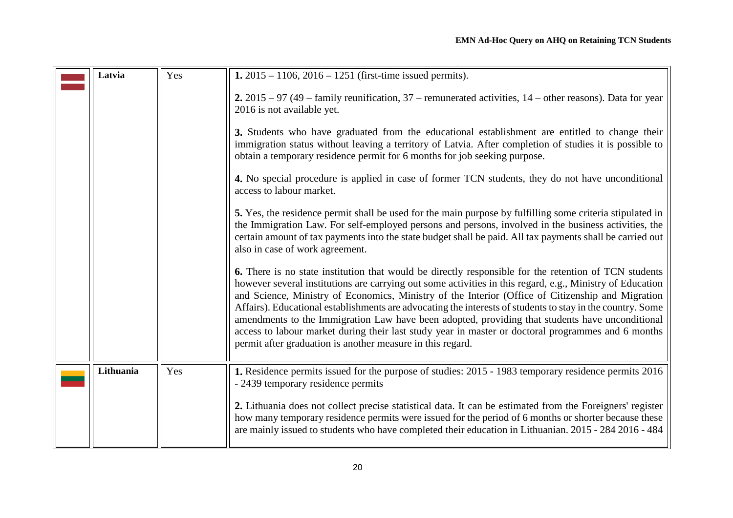| | | | |
|---|---|---|---|
| | Latvia | Yes | **1.** 2015 – 1106, 2016 – 1251 (first-time issued permits).<br><br>**2.** 2015 – 97 (49 – family reunification, 37 – remunerated activities, 14 – other reasons). Data for year 2016 is not available yet.<br><br>**3.** Students who have graduated from the educational establishment are entitled to change their immigration status without leaving a territory of Latvia. After completion of studies it is possible to obtain a temporary residence permit for 6 months for job seeking purpose.<br><br>**4.** No special procedure is applied in case of former TCN students, they do not have unconditional access to labour market.<br><br>**5.** Yes, the residence permit shall be used for the main purpose by fulfilling some criteria stipulated in the Immigration Law. For self-employed persons and persons, involved in the business activities, the certain amount of tax payments into the state budget shall be paid. All tax payments shall be carried out also in case of work agreement.<br><br>**6.** There is no state institution that would be directly responsible for the retention of TCN students however several institutions are carrying out some activities in this regard, e.g., Ministry of Education and Science, Ministry of Economics, Ministry of the Interior (Office of Citizenship and Migration Affairs). Educational establishments are advocating the interests of students to stay in the country. Some amendments to the Immigration Law have been adopted, providing that students have unconditional access to labour market during their last study year in master or doctoral programmes and 6 months permit after graduation is another measure in this regard. |
| | Lithuania | Yes | **1.** Residence permits issued for the purpose of studies: 2015 - 1983 temporary residence permits 2016 - 2439 temporary residence permits<br><br>**2.** Lithuania does not collect precise statistical data. It can be estimated from the Foreigners' register how many temporary residence permits were issued for the period of 6 months or shorter because these are mainly issued to students who have completed their education in Lithuanian. 2015 - 284 2016 - 484 |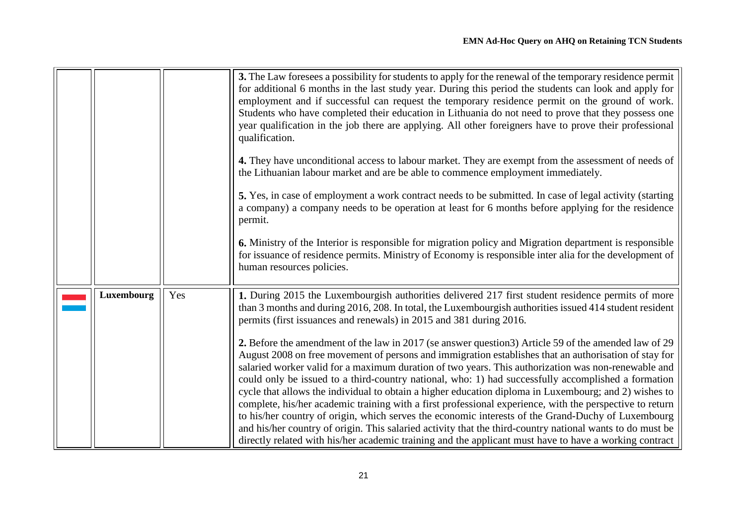| | | | |
|---|---|---|---|
| | | | **3.** The Law foresees a possibility for students to apply for the renewal of the temporary residence permit for additional 6 months in the last study year. During this period the students can look and apply for employment and if successful can request the temporary residence permit on the ground of work. Students who have completed their education in Lithuania do not need to prove that they possess one year qualification in the job there are applying. All other foreigners have to prove their professional qualification.<br><br>**4.** They have unconditional access to labour market. They are exempt from the assessment of needs of the Lithuanian labour market and are be able to commence employment immediately.<br><br>**5.** Yes, in case of employment a work contract needs to be submitted. In case of legal activity (starting a company) a company needs to be operation at least for 6 months before applying for the residence permit.<br><br>**6.** Ministry of the Interior is responsible for migration policy and Migration department is responsible for issuance of residence permits. Ministry of Economy is responsible inter alia for the development of human resources policies. |
| | **Luxembourg** | Yes | **1.** During 2015 the Luxembourgish authorities delivered 217 first student residence permits of more than 3 months and during 2016, 208. In total, the Luxembourgish authorities issued 414 student resident permits (first issuances and renewals) in 2015 and 381 during 2016.<br><br>**2.** Before the amendment of the law in 2017 (se answer question3) Article 59 of the amended law of 29 August 2008 on free movement of persons and immigration establishes that an authorisation of stay for salaried worker valid for a maximum duration of two years. This authorization was non-renewable and could only be issued to a third-country national, who: 1) had successfully accomplished a formation cycle that allows the individual to obtain a higher education diploma in Luxembourg; and 2) wishes to complete, his/her academic training with a first professional experience, with the perspective to return to his/her country of origin, which serves the economic interests of the Grand-Duchy of Luxembourg and his/her country of origin. This salaried activity that the third-country national wants to do must be directly related with his/her academic training and the applicant must have to have a working contract |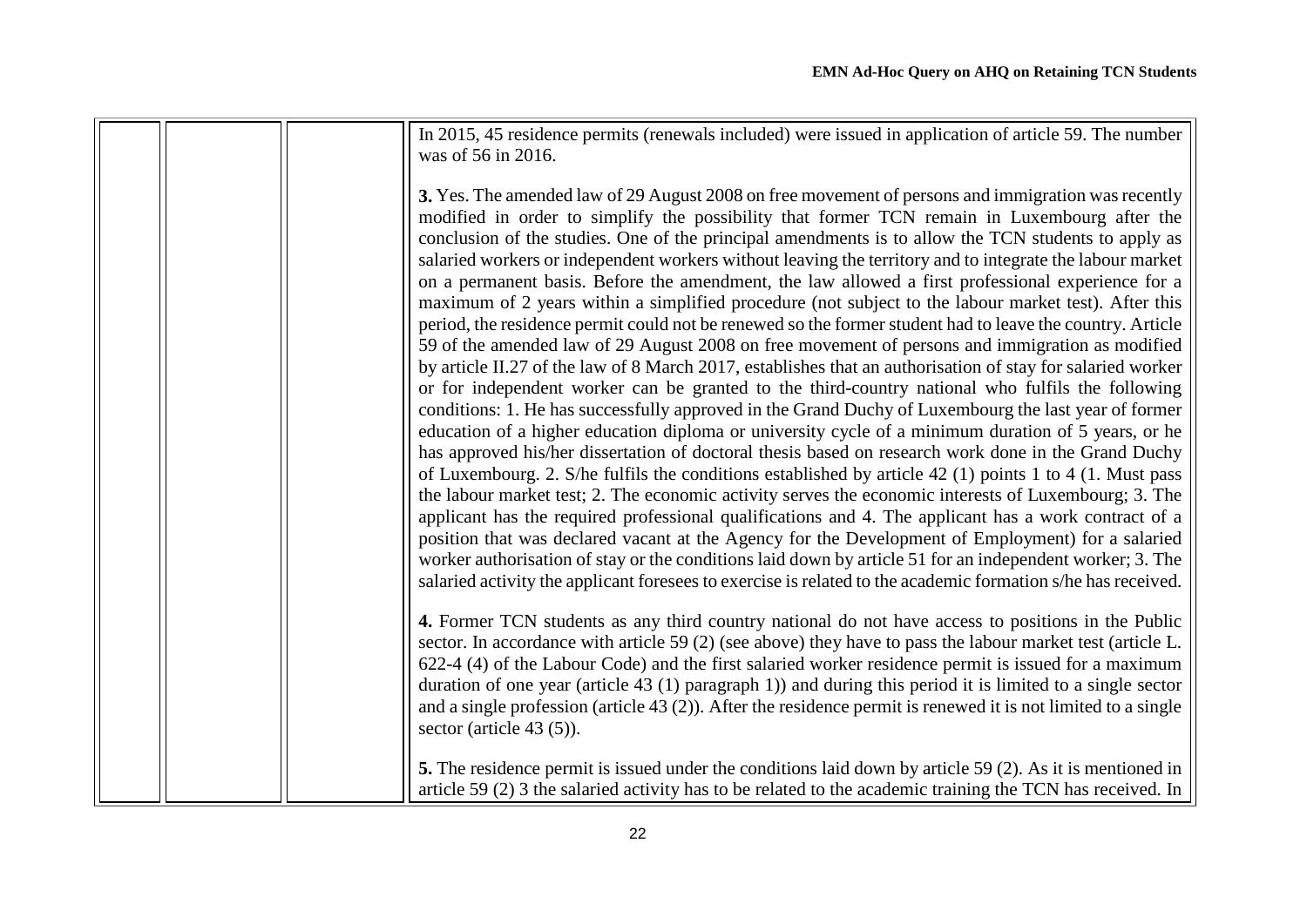| | | | |
|---|---|---|---|
| | | | In 2015, 45 residence permits (renewals included) were issued in application of article 59. The number was of 56 in 2016.<br><br>**3.** Yes. The amended law of 29 August 2008 on free movement of persons and immigration was recently modified in order to simplify the possibility that former TCN remain in Luxembourg after the conclusion of the studies. One of the principal amendments is to allow the TCN students to apply as salaried workers or independent workers without leaving the territory and to integrate the labour market on a permanent basis. Before the amendment, the law allowed a first professional experience for a maximum of 2 years within a simplified procedure (not subject to the labour market test). After this period, the residence permit could not be renewed so the former student had to leave the country. Article 59 of the amended law of 29 August 2008 on free movement of persons and immigration as modified by article II.27 of the law of 8 March 2017, establishes that an authorisation of stay for salaried worker or for independent worker can be granted to the third-country national who fulfils the following conditions: 1. He has successfully approved in the Grand Duchy of Luxembourg the last year of former education of a higher education diploma or university cycle of a minimum duration of 5 years, or he has approved his/her dissertation of doctoral thesis based on research work done in the Grand Duchy of Luxembourg. 2. S/he fulfils the conditions established by article 42 (1) points 1 to 4 (1. Must pass the labour market test; 2. The economic activity serves the economic interests of Luxembourg; 3. The applicant has the required professional qualifications and 4. The applicant has a work contract of a position that was declared vacant at the Agency for the Development of Employment) for a salaried worker authorisation of stay or the conditions laid down by article 51 for an independent worker; 3. The salaried activity the applicant foresees to exercise is related to the academic formation s/he has received.<br><br>**4.** Former TCN students as any third country national do not have access to positions in the Public sector. In accordance with article 59 (2) (see above) they have to pass the labour market test (article L. 622-4 (4) of the Labour Code) and the first salaried worker residence permit is issued for a maximum duration of one year (article 43 (1) paragraph 1)) and during this period it is limited to a single sector and a single profession (article 43 (2)). After the residence permit is renewed it is not limited to a single sector (article 43 (5)).<br><br>**5.** The residence permit is issued under the conditions laid down by article 59 (2). As it is mentioned in article 59 (2) 3 the salaried activity has to be related to the academic training the TCN has received. In |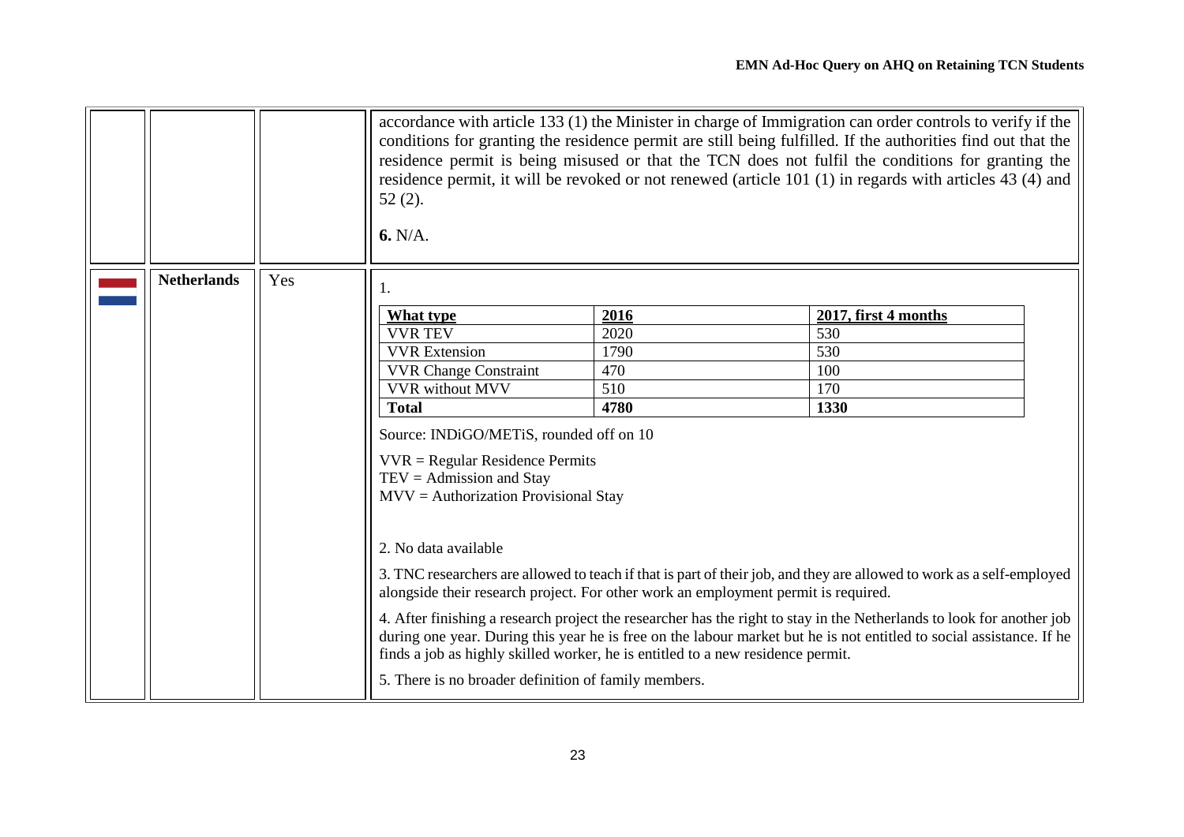| | | | |
|---|---|---|---|
| | | | accordance with article 133 (1) the Minister in charge of Immigration can order controls to verify if the conditions for granting the residence permit are still being fulfilled. If the authorities find out that the residence permit is being misused or that the TCN does not fulfil the conditions for granting the residence permit, it will be revoked or not renewed (article 101 (1) in regards with articles 43 (4) and 52 (2).<br><br>**6.** N/A. |
| | **Netherlands** | Yes | 1. |

| What type | 2016 | 2017, first 4 months |
|---|---|---|
| VVR TEV | 2020 | 530 |
| VVR Extension | 1790 | 530 |
| VVR Change Constraint | 470 | 100 |
| VVR without MVV | 510 | 170 |
| **Total** | **4780** | **1330** |

Source: INDiGO/METiS, rounded off on 10

VVR = Regular Residence Permits
TEV = Admission and Stay
MVV = Authorization Provisional Stay

2. No data available

3. TNC researchers are allowed to teach if that is part of their job, and they are allowed to work as a self-employed alongside their research project. For other work an employment permit is required.

4. After finishing a research project the researcher has the right to stay in the Netherlands to look for another job during one year. During this year he is free on the labour market but he is not entitled to social assistance. If he finds a job as highly skilled worker, he is entitled to a new residence permit.

5. There is no broader definition of family members.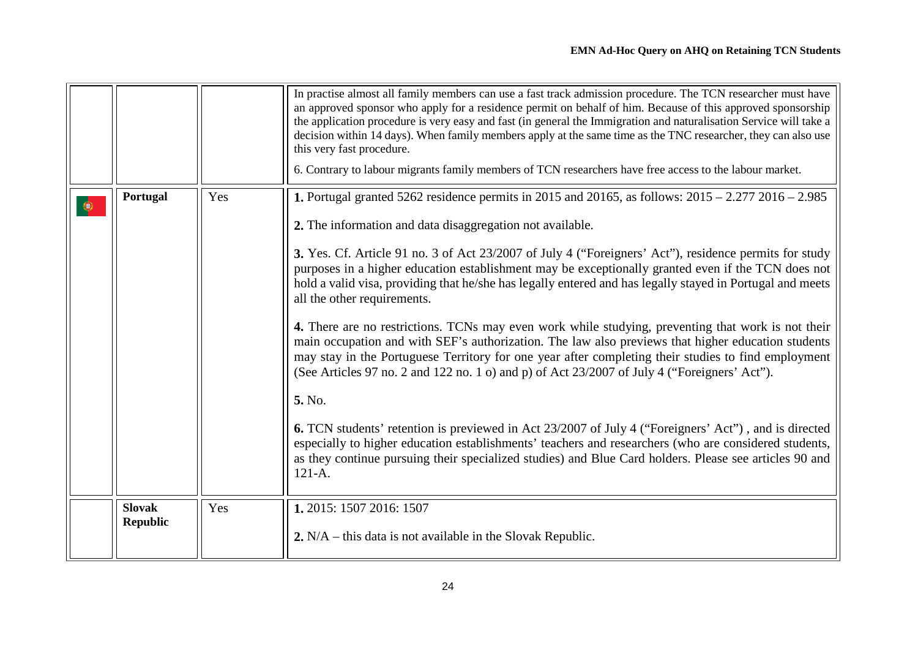| | | | |
|---|---|---|---|
| | | | In practise almost all family members can use a fast track admission procedure. The TCN researcher must have an approved sponsor who apply for a residence permit on behalf of him. Because of this approved sponsorship the application procedure is very easy and fast (in general the Immigration and naturalisation Service will take a decision within 14 days). When family members apply at the same time as the TNC researcher, they can also use this very fast procedure.<br><br>6. Contrary to labour migrants family members of TCN researchers have free access to the labour market. |
| | **Portugal** | Yes | **1.** Portugal granted 5262 residence permits in 2015 and 20165, as follows: 2015 – 2.277 2016 – 2.985<br><br>**2.** The information and data disaggregation not available.<br><br>**3.** Yes. Cf. Article 91 no. 3 of Act 23/2007 of July 4 ("Foreigners' Act"), residence permits for study purposes in a higher education establishment may be exceptionally granted even if the TCN does not hold a valid visa, providing that he/she has legally entered and has legally stayed in Portugal and meets all the other requirements.<br><br>**4.** There are no restrictions. TCNs may even work while studying, preventing that work is not their main occupation and with SEF's authorization. The law also previews that higher education students may stay in the Portuguese Territory for one year after completing their studies to find employment (See Articles 97 no. 2 and 122 no. 1 o) and p) of Act 23/2007 of July 4 ("Foreigners' Act").<br><br>**5.** No.<br><br>**6.** TCN students' retention is previewed in Act 23/2007 of July 4 ("Foreigners' Act") , and is directed especially to higher education establishments' teachers and researchers (who are considered students, as they continue pursuing their specialized studies) and Blue Card holders. Please see articles 90 and 121-A. |
| | **Slovak Republic** | Yes | **1.** 2015: 1507 2016: 1507<br><br>**2.** N/A – this data is not available in the Slovak Republic. |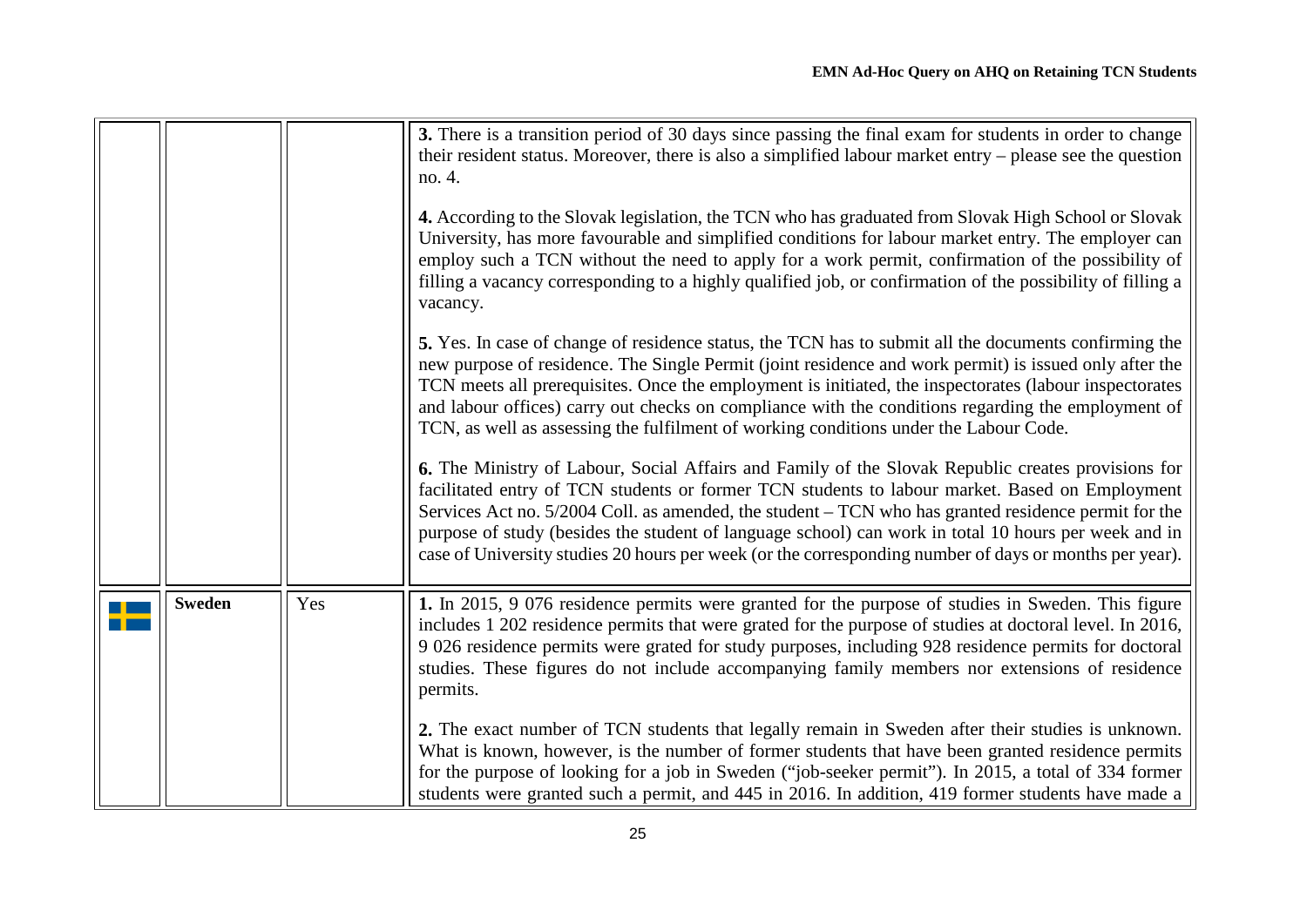| | | | |
|---|---|---|---|
| | | | **3.** There is a transition period of 30 days since passing the final exam for students in order to change their resident status. Moreover, there is also a simplified labour market entry – please see the question no. 4.<br><br>**4.** According to the Slovak legislation, the TCN who has graduated from Slovak High School or Slovak University, has more favourable and simplified conditions for labour market entry. The employer can employ such a TCN without the need to apply for a work permit, confirmation of the possibility of filling a vacancy corresponding to a highly qualified job, or confirmation of the possibility of filling a vacancy.<br><br>**5.** Yes. In case of change of residence status, the TCN has to submit all the documents confirming the new purpose of residence. The Single Permit (joint residence and work permit) is issued only after the TCN meets all prerequisites. Once the employment is initiated, the inspectorates (labour inspectorates and labour offices) carry out checks on compliance with the conditions regarding the employment of TCN, as well as assessing the fulfilment of working conditions under the Labour Code.<br><br>**6.** The Ministry of Labour, Social Affairs and Family of the Slovak Republic creates provisions for facilitated entry of TCN students or former TCN students to labour market. Based on Employment Services Act no. 5/2004 Coll. as amended, the student – TCN who has granted residence permit for the purpose of study (besides the student of language school) can work in total 10 hours per week and in case of University studies 20 hours per week (or the corresponding number of days or months per year). |
| | **Sweden** | Yes | **1.** In 2015, 9 076 residence permits were granted for the purpose of studies in Sweden. This figure includes 1 202 residence permits that were grated for the purpose of studies at doctoral level. In 2016, 9 026 residence permits were grated for study purposes, including 928 residence permits for doctoral studies. These figures do not include accompanying family members nor extensions of residence permits.<br><br>**2.** The exact number of TCN students that legally remain in Sweden after their studies is unknown. What is known, however, is the number of former students that have been granted residence permits for the purpose of looking for a job in Sweden ("job-seeker permit"). In 2015, a total of 334 former students were granted such a permit, and 445 in 2016. In addition, 419 former students have made a |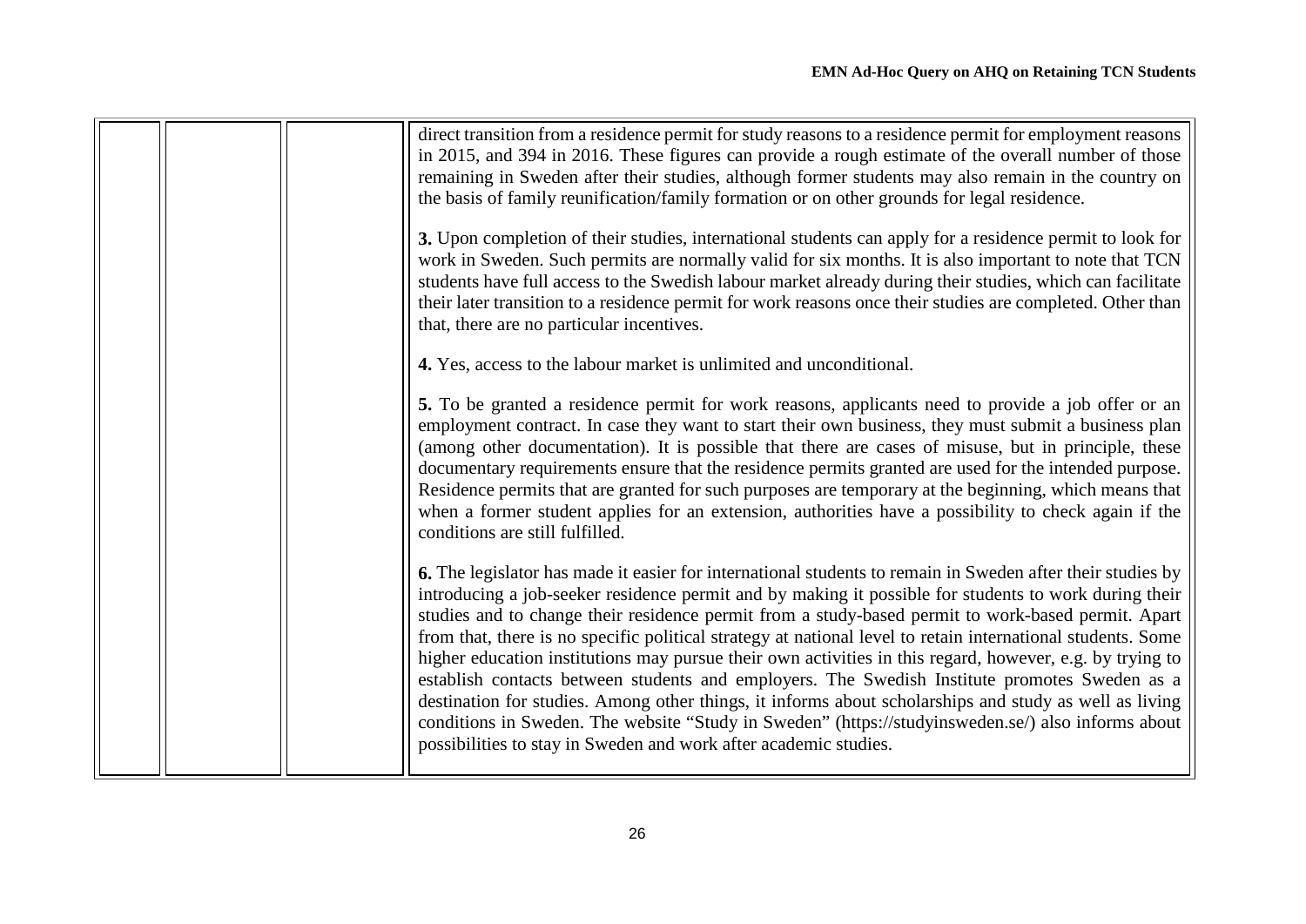| | | | |
|---|---|---|---|
| | | | direct transition from a residence permit for study reasons to a residence permit for employment reasons in 2015, and 394 in 2016. These figures can provide a rough estimate of the overall number of those remaining in Sweden after their studies, although former students may also remain in the country on the basis of family reunification/family formation or on other grounds for legal residence.<br><br>**3.** Upon completion of their studies, international students can apply for a residence permit to look for work in Sweden. Such permits are normally valid for six months. It is also important to note that TCN students have full access to the Swedish labour market already during their studies, which can facilitate their later transition to a residence permit for work reasons once their studies are completed. Other than that, there are no particular incentives.<br><br>**4.** Yes, access to the labour market is unlimited and unconditional.<br><br>**5.** To be granted a residence permit for work reasons, applicants need to provide a job offer or an employment contract. In case they want to start their own business, they must submit a business plan (among other documentation). It is possible that there are cases of misuse, but in principle, these documentary requirements ensure that the residence permits granted are used for the intended purpose. Residence permits that are granted for such purposes are temporary at the beginning, which means that when a former student applies for an extension, authorities have a possibility to check again if the conditions are still fulfilled.<br><br>**6.** The legislator has made it easier for international students to remain in Sweden after their studies by introducing a job-seeker residence permit and by making it possible for students to work during their studies and to change their residence permit from a study-based permit to work-based permit. Apart from that, there is no specific political strategy at national level to retain international students. Some higher education institutions may pursue their own activities in this regard, however, e.g. by trying to establish contacts between students and employers. The Swedish Institute promotes Sweden as a destination for studies. Among other things, it informs about scholarships and study as well as living conditions in Sweden. The website "Study in Sweden" (https://studyinsweden.se/) also informs about possibilities to stay in Sweden and work after academic studies. |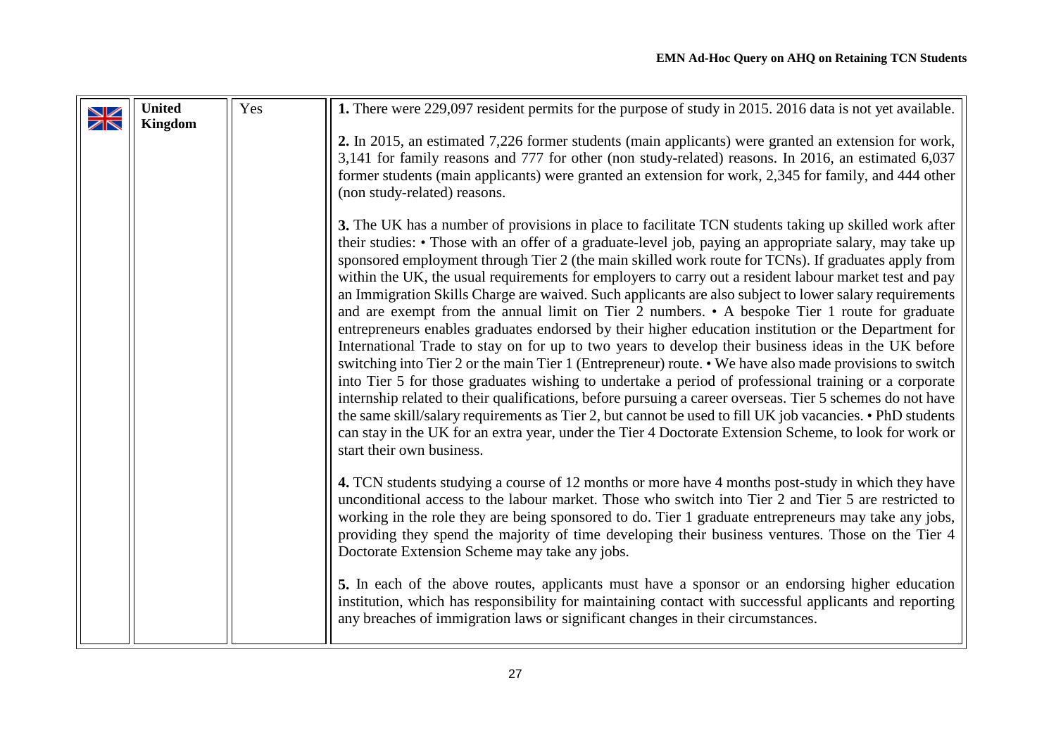| | United Kingdom | Yes | **1.** There were 229,097 resident permits for the purpose of study in 2015. 2016 data is not yet available.<br><br>**2.** In 2015, an estimated 7,226 former students (main applicants) were granted an extension for work, 3,141 for family reasons and 777 for other (non study-related) reasons. In 2016, an estimated 6,037 former students (main applicants) were granted an extension for work, 2,345 for family, and 444 other (non study-related) reasons.<br><br>**3.** The UK has a number of provisions in place to facilitate TCN students taking up skilled work after their studies: • Those with an offer of a graduate-level job, paying an appropriate salary, may take up sponsored employment through Tier 2 (the main skilled work route for TCNs). If graduates apply from within the UK, the usual requirements for employers to carry out a resident labour market test and pay an Immigration Skills Charge are waived. Such applicants are also subject to lower salary requirements and are exempt from the annual limit on Tier 2 numbers. • A bespoke Tier 1 route for graduate entrepreneurs enables graduates endorsed by their higher education institution or the Department for International Trade to stay on for up to two years to develop their business ideas in the UK before switching into Tier 2 or the main Tier 1 (Entrepreneur) route. • We have also made provisions to switch into Tier 5 for those graduates wishing to undertake a period of professional training or a corporate internship related to their qualifications, before pursuing a career overseas. Tier 5 schemes do not have the same skill/salary requirements as Tier 2, but cannot be used to fill UK job vacancies. • PhD students can stay in the UK for an extra year, under the Tier 4 Doctorate Extension Scheme, to look for work or start their own business.<br><br>**4.** TCN students studying a course of 12 months or more have 4 months post-study in which they have unconditional access to the labour market. Those who switch into Tier 2 and Tier 5 are restricted to working in the role they are being sponsored to do. Tier 1 graduate entrepreneurs may take any jobs, providing they spend the majority of time developing their business ventures. Those on the Tier 4 Doctorate Extension Scheme may take any jobs.<br><br>**5.** In each of the above routes, applicants must have a sponsor or an endorsing higher education institution, which has responsibility for maintaining contact with successful applicants and reporting any breaches of immigration laws or significant changes in their circumstances. |
|---|---|---|---|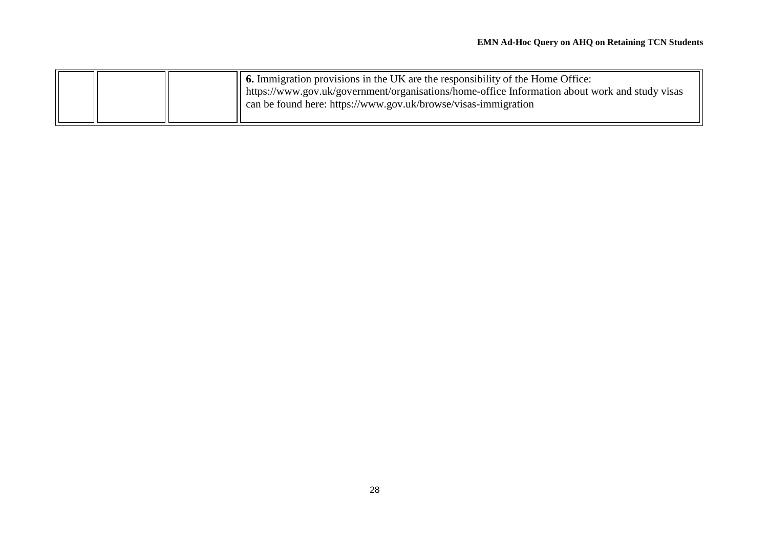| | | | |
|---|---|---|---|
| | | | **6.** Immigration provisions in the UK are the responsibility of the Home Office: https://www.gov.uk/government/organisations/home-office Information about work and study visas can be found here: https://www.gov.uk/browse/visas-immigration |